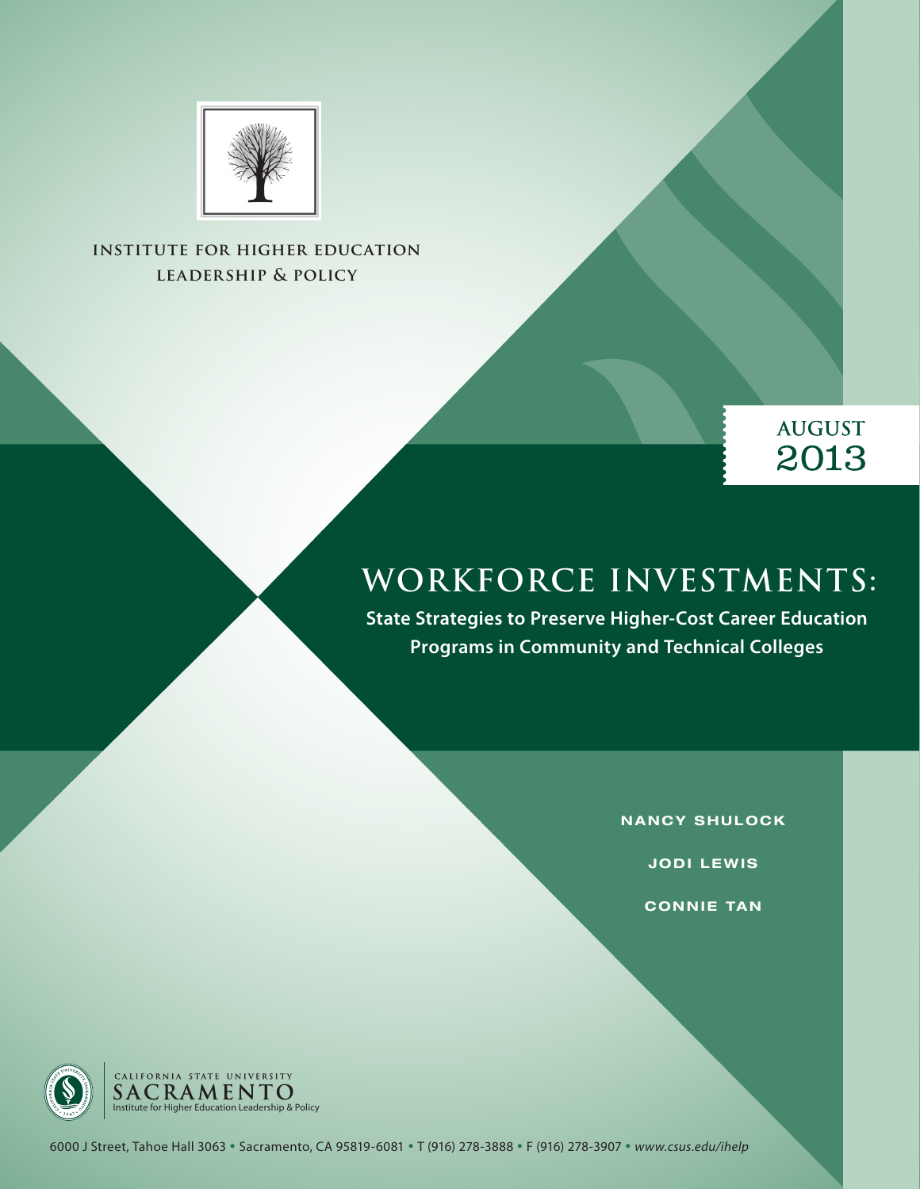**INSTITUTE FOR HIGHER EDUCATION LEADERSHIP & POLICY**

**AUGUST 2013**

# WORKFORCE INVESTMENTS:

## State Strategies to Preserve Higher-Cost Career Education Programs in Community and Technical Colleges

NANCY SHULOCK

JODI LEWIS

CONNIE TAN

CALIFORNIA STATE UNIVERSITY
SACRAMENTO
Institute for Higher Education Leadership & Policy

6000 J Street, Tahoe Hall 3063 • Sacramento, CA 95819-6081 • T (916) 278-3888 • F (916) 278-3907 • *www.csus.edu/ihelp*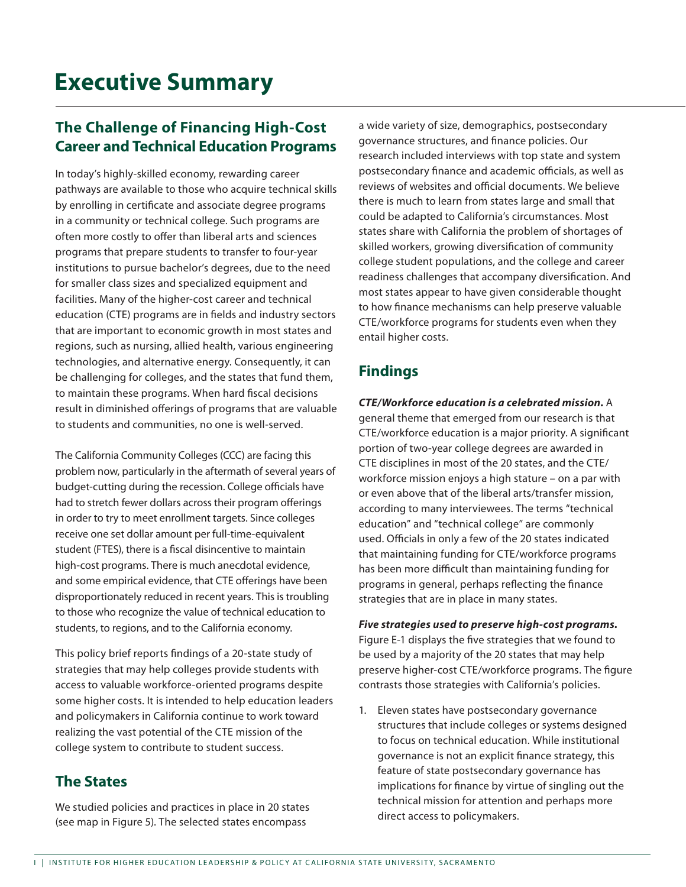# Executive Summary

## The Challenge of Financing High-Cost Career and Technical Education Programs

In today's highly-skilled economy, rewarding career pathways are available to those who acquire technical skills by enrolling in certificate and associate degree programs in a community or technical college. Such programs are often more costly to offer than liberal arts and sciences programs that prepare students to transfer to four-year institutions to pursue bachelor's degrees, due to the need for smaller class sizes and specialized equipment and facilities. Many of the higher-cost career and technical education (CTE) programs are in fields and industry sectors that are important to economic growth in most states and regions, such as nursing, allied health, various engineering technologies, and alternative energy. Consequently, it can be challenging for colleges, and the states that fund them, to maintain these programs. When hard fiscal decisions result in diminished offerings of programs that are valuable to students and communities, no one is well-served.

The California Community Colleges (CCC) are facing this problem now, particularly in the aftermath of several years of budget-cutting during the recession. College officials have had to stretch fewer dollars across their program offerings in order to try to meet enrollment targets. Since colleges receive one set dollar amount per full-time-equivalent student (FTES), there is a fiscal disincentive to maintain high-cost programs. There is much anecdotal evidence, and some empirical evidence, that CTE offerings have been disproportionately reduced in recent years. This is troubling to those who recognize the value of technical education to students, to regions, and to the California economy.

This policy brief reports findings of a 20-state study of strategies that may help colleges provide students with access to valuable workforce-oriented programs despite some higher costs. It is intended to help education leaders and policymakers in California continue to work toward realizing the vast potential of the CTE mission of the college system to contribute to student success.

## The States

We studied policies and practices in place in 20 states (see map in Figure 5). The selected states encompass a wide variety of size, demographics, postsecondary governance structures, and finance policies. Our research included interviews with top state and system postsecondary finance and academic officials, as well as reviews of websites and official documents. We believe there is much to learn from states large and small that could be adapted to California's circumstances. Most states share with California the problem of shortages of skilled workers, growing diversification of community college student populations, and the college and career readiness challenges that accompany diversification. And most states appear to have given considerable thought to how finance mechanisms can help preserve valuable CTE/workforce programs for students even when they entail higher costs.

## Findings

***CTE/Workforce education is a celebrated mission.*** A general theme that emerged from our research is that CTE/workforce education is a major priority. A significant portion of two-year college degrees are awarded in CTE disciplines in most of the 20 states, and the CTE/workforce mission enjoys a high stature – on a par with or even above that of the liberal arts/transfer mission, according to many interviewees. The terms "technical education" and "technical college" are commonly used. Officials in only a few of the 20 states indicated that maintaining funding for CTE/workforce programs has been more difficult than maintaining funding for programs in general, perhaps reflecting the finance strategies that are in place in many states.

***Five strategies used to preserve high-cost programs.*** Figure E-1 displays the five strategies that we found to be used by a majority of the 20 states that may help preserve higher-cost CTE/workforce programs. The figure contrasts those strategies with California's policies.

1. Eleven states have postsecondary governance structures that include colleges or systems designed to focus on technical education. While institutional governance is not an explicit finance strategy, this feature of state postsecondary governance has implications for finance by virtue of singling out the technical mission for attention and perhaps more direct access to policymakers.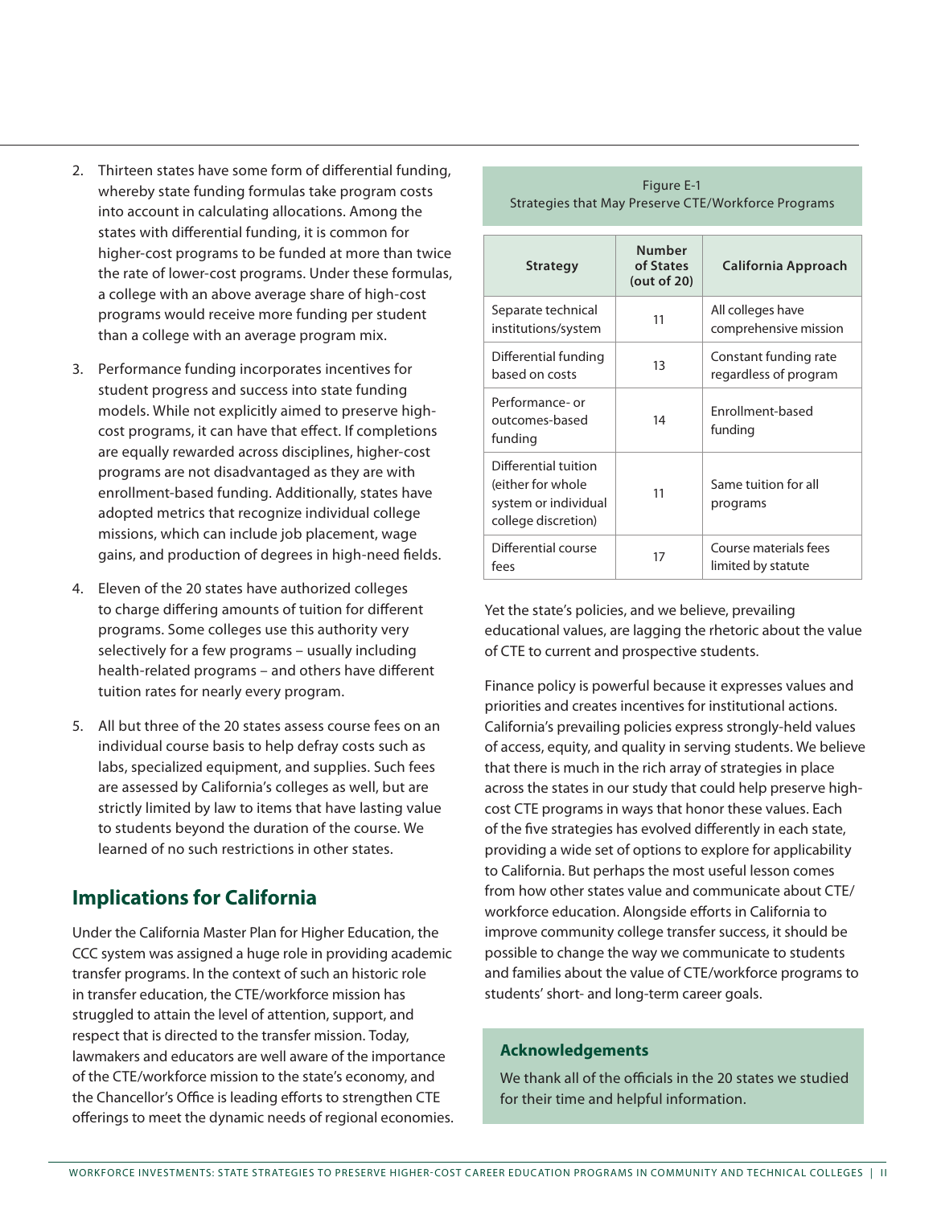2. Thirteen states have some form of differential funding, whereby state funding formulas take program costs into account in calculating allocations. Among the states with differential funding, it is common for higher-cost programs to be funded at more than twice the rate of lower-cost programs. Under these formulas, a college with an above average share of high-cost programs would receive more funding per student than a college with an average program mix.

3. Performance funding incorporates incentives for student progress and success into state funding models. While not explicitly aimed to preserve high-cost programs, it can have that effect. If completions are equally rewarded across disciplines, higher-cost programs are not disadvantaged as they are with enrollment-based funding. Additionally, states have adopted metrics that recognize individual college missions, which can include job placement, wage gains, and production of degrees in high-need fields.

4. Eleven of the 20 states have authorized colleges to charge differing amounts of tuition for different programs. Some colleges use this authority very selectively for a few programs – usually including health-related programs – and others have different tuition rates for nearly every program.

5. All but three of the 20 states assess course fees on an individual course basis to help defray costs such as labs, specialized equipment, and supplies. Such fees are assessed by California's colleges as well, but are strictly limited by law to items that have lasting value to students beyond the duration of the course. We learned of no such restrictions in other states.

## Implications for California

Under the California Master Plan for Higher Education, the CCC system was assigned a huge role in providing academic transfer programs. In the context of such an historic role in transfer education, the CTE/workforce mission has struggled to attain the level of attention, support, and respect that is directed to the transfer mission. Today, lawmakers and educators are well aware of the importance of the CTE/workforce mission to the state's economy, and the Chancellor's Office is leading efforts to strengthen CTE offerings to meet the dynamic needs of regional economies.

Figure E-1
Strategies that May Preserve CTE/Workforce Programs

| Strategy | Number of States (out of 20) | California Approach |
|---|---|---|
| Separate technical institutions/system | 11 | All colleges have comprehensive mission |
| Differential funding based on costs | 13 | Constant funding rate regardless of program |
| Performance- or outcomes-based funding | 14 | Enrollment-based funding |
| Differential tuition (either for whole system or individual college discretion) | 11 | Same tuition for all programs |
| Differential course fees | 17 | Course materials fees limited by statute |

Yet the state's policies, and we believe, prevailing educational values, are lagging the rhetoric about the value of CTE to current and prospective students.

Finance policy is powerful because it expresses values and priorities and creates incentives for institutional actions. California's prevailing policies express strongly-held values of access, equity, and quality in serving students. We believe that there is much in the rich array of strategies in place across the states in our study that could help preserve high-cost CTE programs in ways that honor these values. Each of the five strategies has evolved differently in each state, providing a wide set of options to explore for applicability to California. But perhaps the most useful lesson comes from how other states value and communicate about CTE/workforce education. Alongside efforts in California to improve community college transfer success, it should be possible to change the way we communicate to students and families about the value of CTE/workforce programs to students' short- and long-term career goals.

### Acknowledgements

We thank all of the officials in the 20 states we studied for their time and helpful information.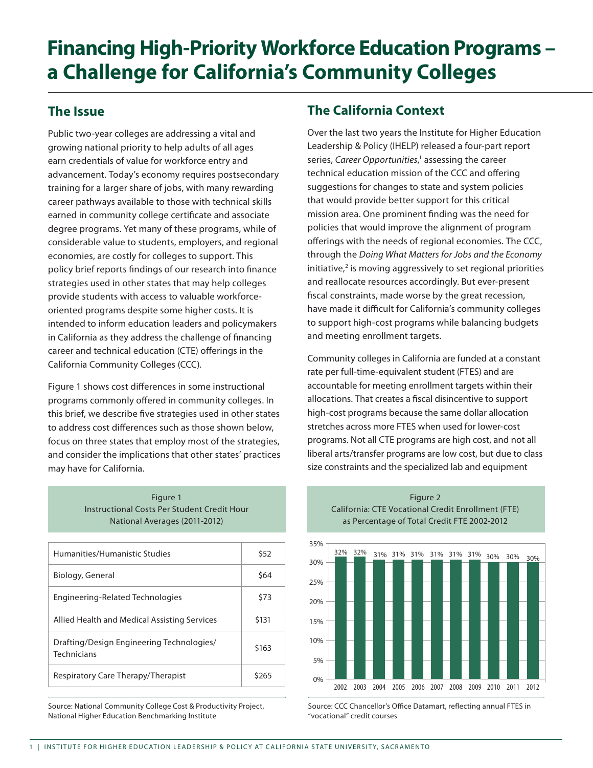# Financing High-Priority Workforce Education Programs – a Challenge for California's Community Colleges

## The Issue

Public two-year colleges are addressing a vital and growing national priority to help adults of all ages earn credentials of value for workforce entry and advancement. Today's economy requires postsecondary training for a larger share of jobs, with many rewarding career pathways available to those with technical skills earned in community college certificate and associate degree programs. Yet many of these programs, while of considerable value to students, employers, and regional economies, are costly for colleges to support. This policy brief reports findings of our research into finance strategies used in other states that may help colleges provide students with access to valuable workforce-oriented programs despite some higher costs. It is intended to inform education leaders and policymakers in California as they address the challenge of financing career and technical education (CTE) offerings in the California Community Colleges (CCC).

Figure 1 shows cost differences in some instructional programs commonly offered in community colleges. In this brief, we describe five strategies used in other states to address cost differences such as those shown below, focus on three states that employ most of the strategies, and consider the implications that other states' practices may have for California.

Figure 1
Instructional Costs Per Student Credit Hour
National Averages (2011-2012)

| Program | Cost |
|---|---|
| Humanities/Humanistic Studies | $52 |
| Biology, General | $64 |
| Engineering-Related Technologies | $73 |
| Allied Health and Medical Assisting Services | $131 |
| Drafting/Design Engineering Technologies/ Technicians | $163 |
| Respiratory Care Therapy/Therapist | $265 |

Source: National Community College Cost & Productivity Project, National Higher Education Benchmarking Institute

## The California Context

Over the last two years the Institute for Higher Education Leadership & Policy (IHELP) released a four-part report series, *Career Opportunities*,[1] assessing the career technical education mission of the CCC and offering suggestions for changes to state and system policies that would provide better support for this critical mission area. One prominent finding was the need for policies that would improve the alignment of program offerings with the needs of regional economies. The CCC, through the *Doing What Matters for Jobs and the Economy* initiative,[2] is moving aggressively to set regional priorities and reallocate resources accordingly. But ever-present fiscal constraints, made worse by the great recession, have made it difficult for California's community colleges to support high-cost programs while balancing budgets and meeting enrollment targets.

Community colleges in California are funded at a constant rate per full-time-equivalent student (FTES) and are accountable for meeting enrollment targets within their allocations. That creates a fiscal disincentive to support high-cost programs because the same dollar allocation stretches across more FTES when used for lower-cost programs. Not all CTE programs are high cost, and not all liberal arts/transfer programs are low cost, but due to class size constraints and the specialized lab and equipment

Figure 2
California: CTE Vocational Credit Enrollment (FTE) as Percentage of Total Credit FTE 2002-2012

| Year | 2002 | 2003 | 2004 | 2005 | 2006 | 2007 | 2008 | 2009 | 2010 | 2011 | 2012 |
|---|---|---|---|---|---|---|---|---|---|---|---|
| % | 32% | 32% | 31% | 31% | 31% | 31% | 31% | 31% | 30% | 30% | 30% |

Source: CCC Chancellor's Office Datamart, reflecting annual FTES in "vocational" credit courses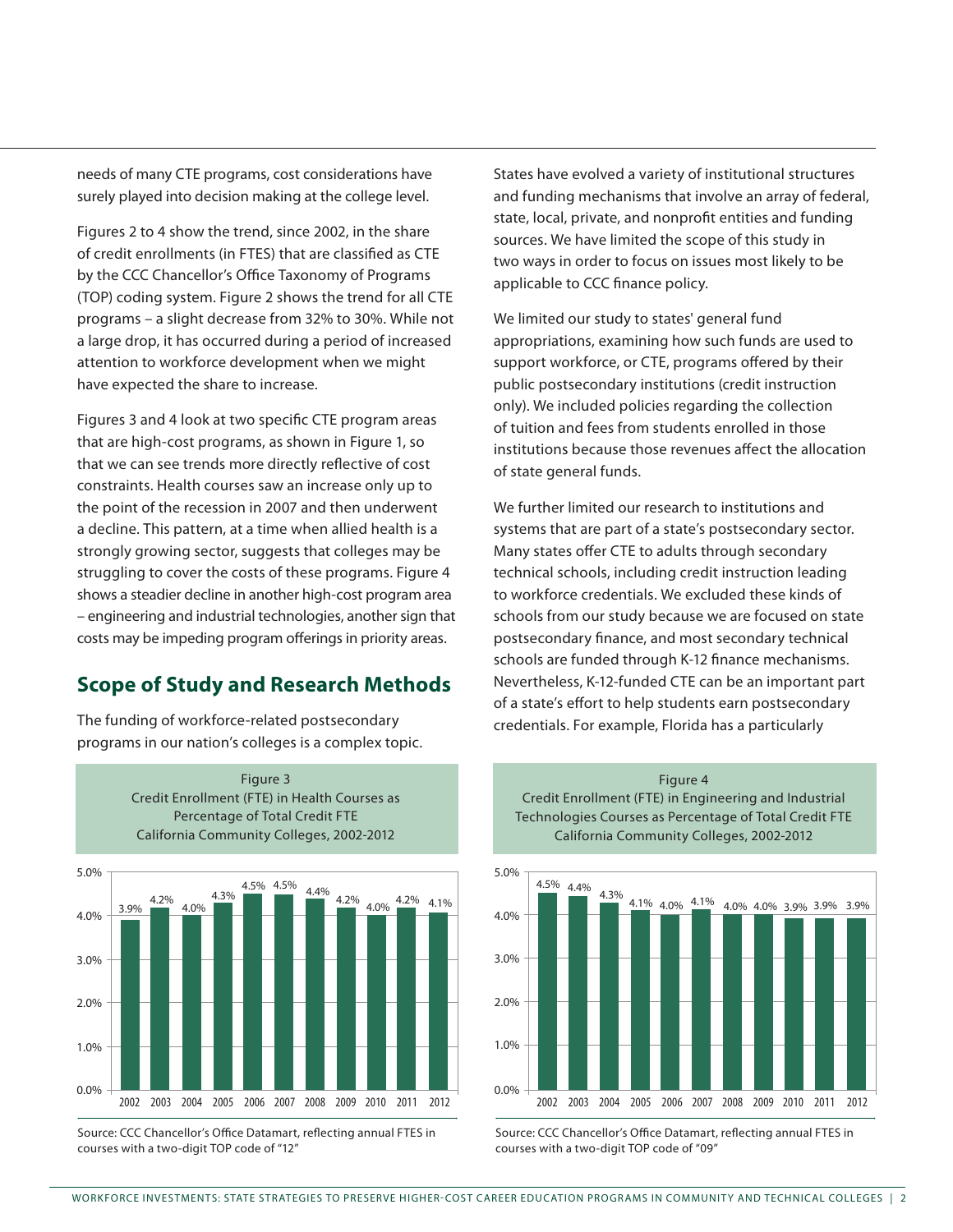needs of many CTE programs, cost considerations have surely played into decision making at the college level.

Figures 2 to 4 show the trend, since 2002, in the share of credit enrollments (in FTES) that are classified as CTE by the CCC Chancellor's Office Taxonomy of Programs (TOP) coding system. Figure 2 shows the trend for all CTE programs – a slight decrease from 32% to 30%. While not a large drop, it has occurred during a period of increased attention to workforce development when we might have expected the share to increase.

Figures 3 and 4 look at two specific CTE program areas that are high-cost programs, as shown in Figure 1, so that we can see trends more directly reflective of cost constraints. Health courses saw an increase only up to the point of the recession in 2007 and then underwent a decline. This pattern, at a time when allied health is a strongly growing sector, suggests that colleges may be struggling to cover the costs of these programs. Figure 4 shows a steadier decline in another high-cost program area – engineering and industrial technologies, another sign that costs may be impeding program offerings in priority areas.

## Scope of Study and Research Methods

The funding of workforce-related postsecondary programs in our nation's colleges is a complex topic. States have evolved a variety of institutional structures and funding mechanisms that involve an array of federal, state, local, private, and nonprofit entities and funding sources. We have limited the scope of this study in two ways in order to focus on issues most likely to be applicable to CCC finance policy.

We limited our study to states' general fund appropriations, examining how such funds are used to support workforce, or CTE, programs offered by their public postsecondary institutions (credit instruction only). We included policies regarding the collection of tuition and fees from students enrolled in those institutions because those revenues affect the allocation of state general funds.

We further limited our research to institutions and systems that are part of a state's postsecondary sector. Many states offer CTE to adults through secondary technical schools, including credit instruction leading to workforce credentials. We excluded these kinds of schools from our study because we are focused on state postsecondary finance, and most secondary technical schools are funded through K-12 finance mechanisms. Nevertheless, K-12-funded CTE can be an important part of a state's effort to help students earn postsecondary credentials. For example, Florida has a particularly

Figure 3
Credit Enrollment (FTE) in Health Courses as Percentage of Total Credit FTE
California Community Colleges, 2002-2012

| Year | 2002 | 2003 | 2004 | 2005 | 2006 | 2007 | 2008 | 2009 | 2010 | 2011 | 2012 |
|---|---|---|---|---|---|---|---|---|---|---|---|
| Percentage | 3.9% | 4.2% | 4.0% | 4.3% | 4.5% | 4.5% | 4.4% | 4.2% | 4.0% | 4.2% | 4.1% |

Source: CCC Chancellor's Office Datamart, reflecting annual FTES in courses with a two-digit TOP code of "12"

Figure 4
Credit Enrollment (FTE) in Engineering and Industrial Technologies Courses as Percentage of Total Credit FTE
California Community Colleges, 2002-2012

| Year | 2002 | 2003 | 2004 | 2005 | 2006 | 2007 | 2008 | 2009 | 2010 | 2011 | 2012 |
|---|---|---|---|---|---|---|---|---|---|---|---|
| Percentage | 4.5% | 4.4% | 4.3% | 4.1% | 4.0% | 4.1% | 4.0% | 4.0% | 3.9% | 3.9% | 3.9% |

Source: CCC Chancellor's Office Datamart, reflecting annual FTES in courses with a two-digit TOP code of "09"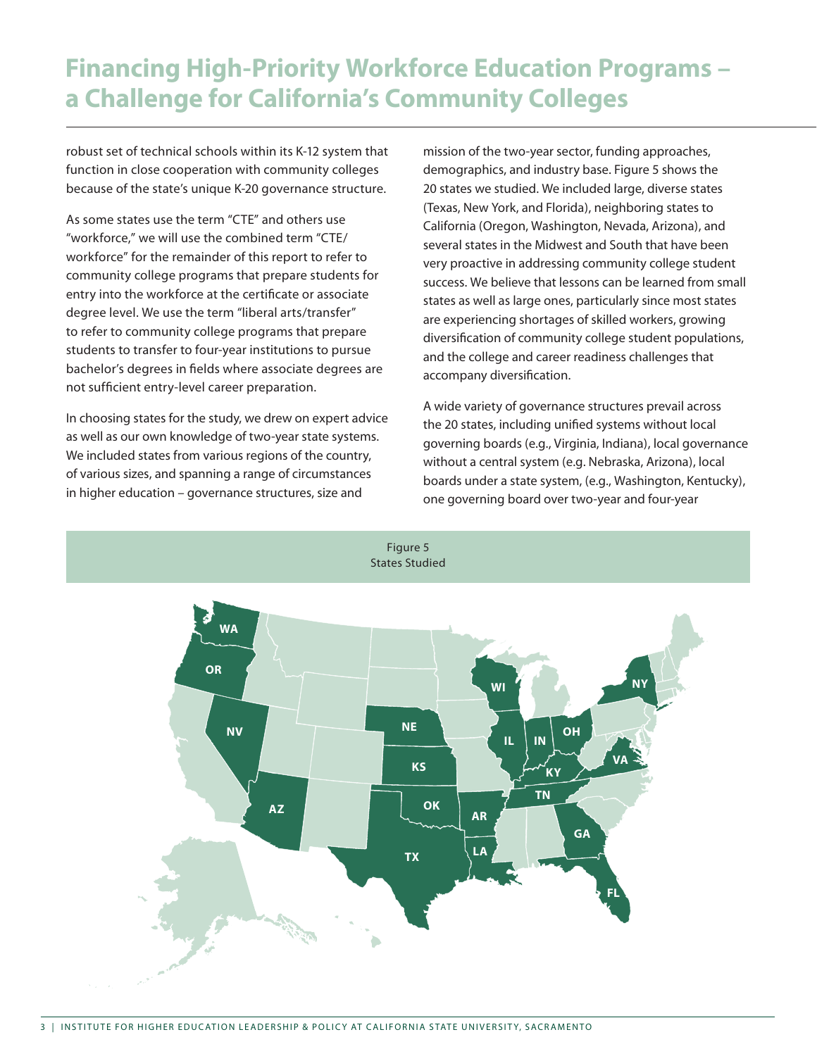# Financing High-Priority Workforce Education Programs – a Challenge for California's Community Colleges

robust set of technical schools within its K-12 system that function in close cooperation with community colleges because of the state's unique K-20 governance structure.

As some states use the term "CTE" and others use "workforce," we will use the combined term "CTE/workforce" for the remainder of this report to refer to community college programs that prepare students for entry into the workforce at the certificate or associate degree level. We use the term "liberal arts/transfer" to refer to community college programs that prepare students to transfer to four-year institutions to pursue bachelor's degrees in fields where associate degrees are not sufficient entry-level career preparation.

In choosing states for the study, we drew on expert advice as well as our own knowledge of two-year state systems. We included states from various regions of the country, of various sizes, and spanning a range of circumstances in higher education – governance structures, size and mission of the two-year sector, funding approaches, demographics, and industry base. Figure 5 shows the 20 states we studied. We included large, diverse states (Texas, New York, and Florida), neighboring states to California (Oregon, Washington, Nevada, Arizona), and several states in the Midwest and South that have been very proactive in addressing community college student success. We believe that lessons can be learned from small states as well as large ones, particularly since most states are experiencing shortages of skilled workers, growing diversification of community college student populations, and the college and career readiness challenges that accompany diversification.

A wide variety of governance structures prevail across the 20 states, including unified systems without local governing boards (e.g., Virginia, Indiana), local governance without a central system (e.g. Nebraska, Arizona), local boards under a state system, (e.g., Washington, Kentucky), one governing board over two-year and four-year

Figure 5
States Studied

WA, OR, NV, AZ, NE, KS, OK, TX, AR, LA, WI, IL, IN, OH, KY, TN, GA, FL, VA, NY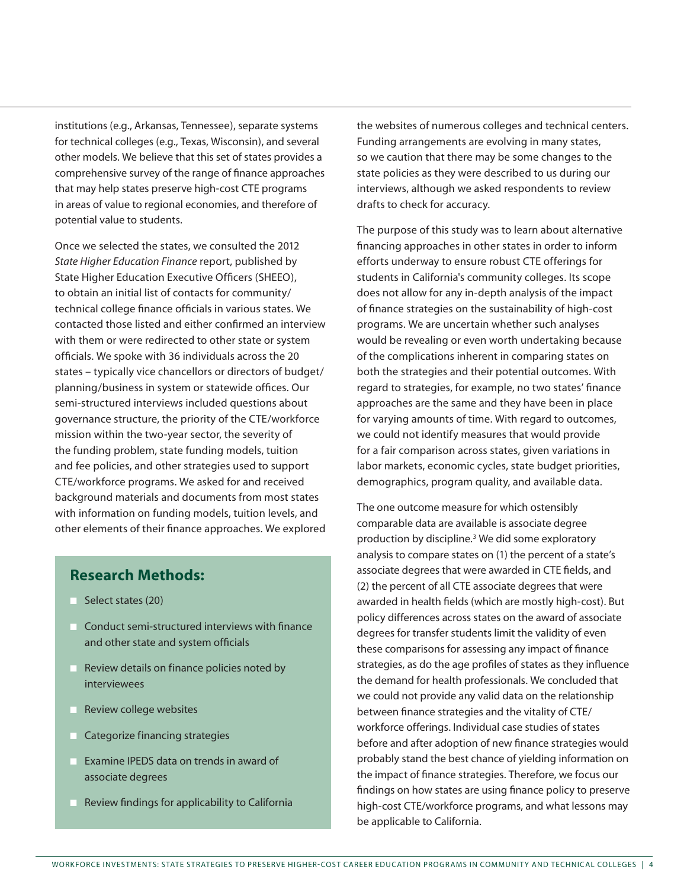institutions (e.g., Arkansas, Tennessee), separate systems for technical colleges (e.g., Texas, Wisconsin), and several other models. We believe that this set of states provides a comprehensive survey of the range of finance approaches that may help states preserve high-cost CTE programs in areas of value to regional economies, and therefore of potential value to students.

Once we selected the states, we consulted the 2012 *State Higher Education Finance* report, published by State Higher Education Executive Officers (SHEEO), to obtain an initial list of contacts for community/technical college finance officials in various states. We contacted those listed and either confirmed an interview with them or were redirected to other state or system officials. We spoke with 36 individuals across the 20 states – typically vice chancellors or directors of budget/planning/business in system or statewide offices. Our semi-structured interviews included questions about governance structure, the priority of the CTE/workforce mission within the two-year sector, the severity of the funding problem, state funding models, tuition and fee policies, and other strategies used to support CTE/workforce programs. We asked for and received background materials and documents from most states with information on funding models, tuition levels, and other elements of their finance approaches. We explored the websites of numerous colleges and technical centers. Funding arrangements are evolving in many states, so we caution that there may be some changes to the state policies as they were described to us during our interviews, although we asked respondents to review drafts to check for accuracy.

## Research Methods:

- Select states (20)
- Conduct semi-structured interviews with finance and other state and system officials
- Review details on finance policies noted by interviewees
- Review college websites
- Categorize financing strategies
- Examine IPEDS data on trends in award of associate degrees
- Review findings for applicability to California

The purpose of this study was to learn about alternative financing approaches in other states in order to inform efforts underway to ensure robust CTE offerings for students in California's community colleges. Its scope does not allow for any in-depth analysis of the impact of finance strategies on the sustainability of high-cost programs. We are uncertain whether such analyses would be revealing or even worth undertaking because of the complications inherent in comparing states on both the strategies and their potential outcomes. With regard to strategies, for example, no two states' finance approaches are the same and they have been in place for varying amounts of time. With regard to outcomes, we could not identify measures that would provide for a fair comparison across states, given variations in labor markets, economic cycles, state budget priorities, demographics, program quality, and available data.

The one outcome measure for which ostensibly comparable data are available is associate degree production by discipline.[3] We did some exploratory analysis to compare states on (1) the percent of a state's associate degrees that were awarded in CTE fields, and (2) the percent of all CTE associate degrees that were awarded in health fields (which are mostly high-cost). But policy differences across states on the award of associate degrees for transfer students limit the validity of even these comparisons for assessing any impact of finance strategies, as do the age profiles of states as they influence the demand for health professionals. We concluded that we could not provide any valid data on the relationship between finance strategies and the vitality of CTE/workforce offerings. Individual case studies of states before and after adoption of new finance strategies would probably stand the best chance of yielding information on the impact of finance strategies. Therefore, we focus our findings on how states are using finance policy to preserve high-cost CTE/workforce programs, and what lessons may be applicable to California.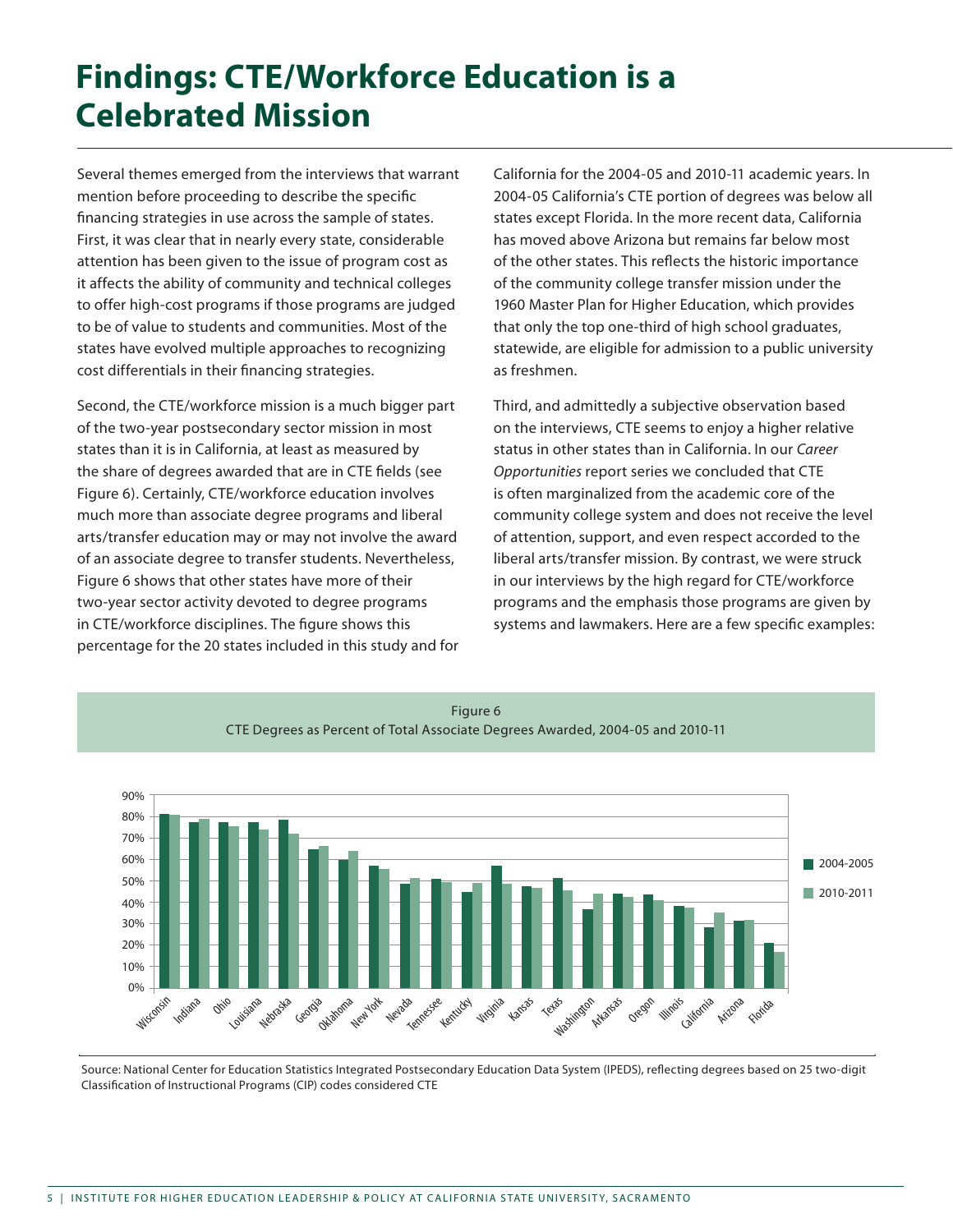# Findings: CTE/Workforce Education is a Celebrated Mission

Several themes emerged from the interviews that warrant mention before proceeding to describe the specific financing strategies in use across the sample of states. First, it was clear that in nearly every state, considerable attention has been given to the issue of program cost as it affects the ability of community and technical colleges to offer high-cost programs if those programs are judged to be of value to students and communities. Most of the states have evolved multiple approaches to recognizing cost differentials in their financing strategies.

Second, the CTE/workforce mission is a much bigger part of the two-year postsecondary sector mission in most states than it is in California, at least as measured by the share of degrees awarded that are in CTE fields (see Figure 6). Certainly, CTE/workforce education involves much more than associate degree programs and liberal arts/transfer education may or may not involve the award of an associate degree to transfer students. Nevertheless, Figure 6 shows that other states have more of their two-year sector activity devoted to degree programs in CTE/workforce disciplines. The figure shows this percentage for the 20 states included in this study and for California for the 2004-05 and 2010-11 academic years. In 2004-05 California's CTE portion of degrees was below all states except Florida. In the more recent data, California has moved above Arizona but remains far below most of the other states. This reflects the historic importance of the community college transfer mission under the 1960 Master Plan for Higher Education, which provides that only the top one-third of high school graduates, statewide, are eligible for admission to a public university as freshmen.

Third, and admittedly a subjective observation based on the interviews, CTE seems to enjoy a higher relative status in other states than in California. In our *Career Opportunities* report series we concluded that CTE is often marginalized from the academic core of the community college system and does not receive the level of attention, support, and even respect accorded to the liberal arts/transfer mission. By contrast, we were struck in our interviews by the high regard for CTE/workforce programs and the emphasis those programs are given by systems and lawmakers. Here are a few specific examples:

Figure 6
CTE Degrees as Percent of Total Associate Degrees Awarded, 2004-05 and 2010-11

| State | 2004-2005 | 2010-2011 |
|---|---|---|
| Wisconsin | 81% | 81% |
| Indiana | 77% | 79% |
| Ohio | 77% | 75% |
| Louisiana | 77% | 74% |
| Nebraska | 78% | 72% |
| Georgia | 65% | 66% |
| Oklahoma | 60% | 64% |
| New York | 57% | 55% |
| Nevada | 48% | 51% |
| Tennessee | 51% | 49% |
| Kentucky | 45% | 49% |
| Virginia | 57% | 48% |
| Kansas | 47% | 46% |
| Texas | 51% | 45% |
| Washington | 37% | 44% |
| Arkansas | 44% | 42% |
| Oregon | 43% | 41% |
| Illinois | 38% | 37% |
| California | 28% | 35% |
| Arizona | 31% | 32% |
| Florida | 21% | 17% |

Source: National Center for Education Statistics Integrated Postsecondary Education Data System (IPEDS), reflecting degrees based on 25 two-digit Classification of Instructional Programs (CIP) codes considered CTE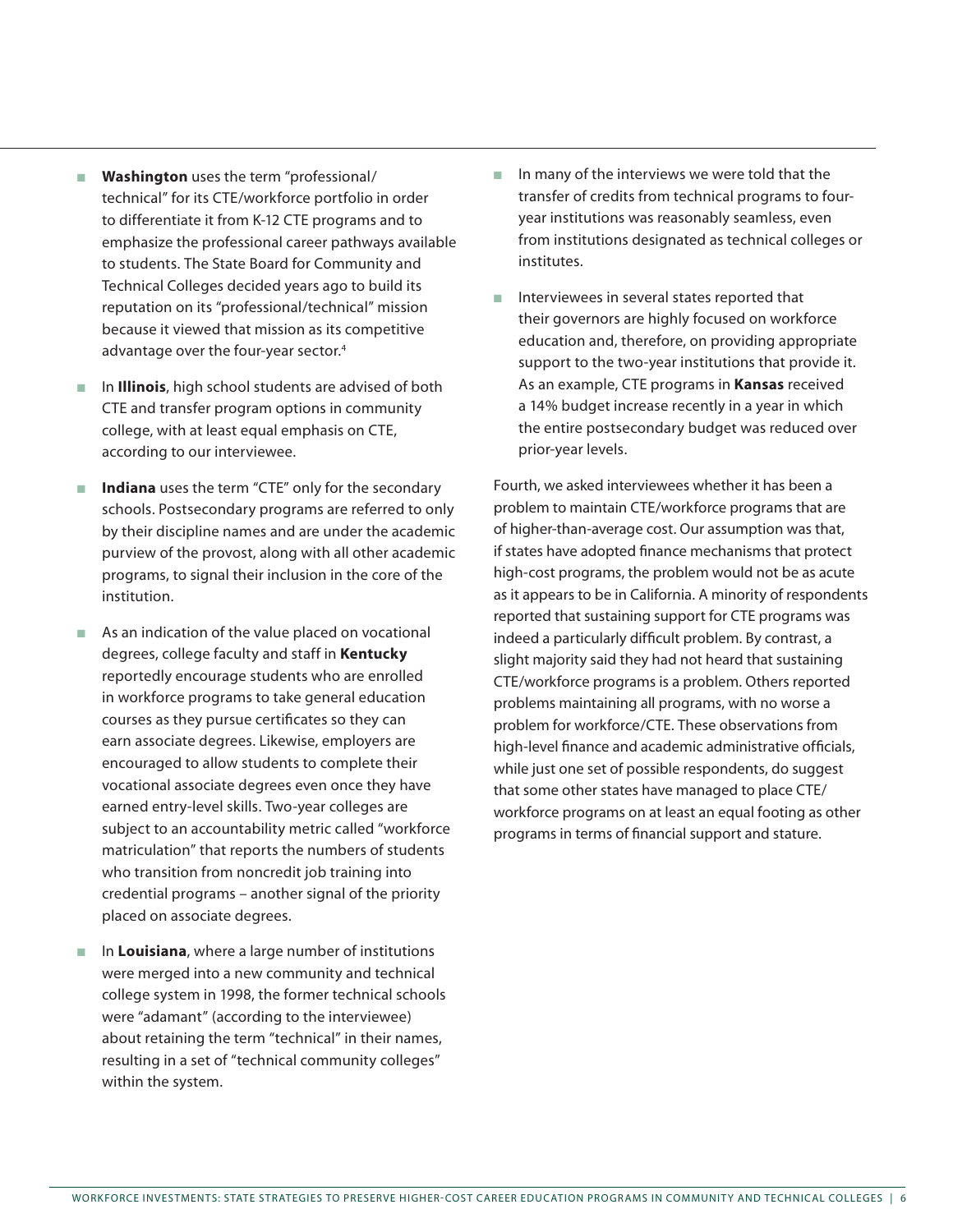- **Washington** uses the term "professional/ technical" for its CTE/workforce portfolio in order to differentiate it from K-12 CTE programs and to emphasize the professional career pathways available to students. The State Board for Community and Technical Colleges decided years ago to build its reputation on its "professional/technical" mission because it viewed that mission as its competitive advantage over the four-year sector.[4]

- In **Illinois**, high school students are advised of both CTE and transfer program options in community college, with at least equal emphasis on CTE, according to our interviewee.

- **Indiana** uses the term "CTE" only for the secondary schools. Postsecondary programs are referred to only by their discipline names and are under the academic purview of the provost, along with all other academic programs, to signal their inclusion in the core of the institution.

- As an indication of the value placed on vocational degrees, college faculty and staff in **Kentucky** reportedly encourage students who are enrolled in workforce programs to take general education courses as they pursue certificates so they can earn associate degrees. Likewise, employers are encouraged to allow students to complete their vocational associate degrees even once they have earned entry-level skills. Two-year colleges are subject to an accountability metric called "workforce matriculation" that reports the numbers of students who transition from noncredit job training into credential programs – another signal of the priority placed on associate degrees.

- In **Louisiana**, where a large number of institutions were merged into a new community and technical college system in 1998, the former technical schools were "adamant" (according to the interviewee) about retaining the term "technical" in their names, resulting in a set of "technical community colleges" within the system.

- In many of the interviews we were told that the transfer of credits from technical programs to four-year institutions was reasonably seamless, even from institutions designated as technical colleges or institutes.

- Interviewees in several states reported that their governors are highly focused on workforce education and, therefore, on providing appropriate support to the two-year institutions that provide it. As an example, CTE programs in **Kansas** received a 14% budget increase recently in a year in which the entire postsecondary budget was reduced over prior-year levels.

Fourth, we asked interviewees whether it has been a problem to maintain CTE/workforce programs that are of higher-than-average cost. Our assumption was that, if states have adopted finance mechanisms that protect high-cost programs, the problem would not be as acute as it appears to be in California. A minority of respondents reported that sustaining support for CTE programs was indeed a particularly difficult problem. By contrast, a slight majority said they had not heard that sustaining CTE/workforce programs is a problem. Others reported problems maintaining all programs, with no worse a problem for workforce/CTE. These observations from high-level finance and academic administrative officials, while just one set of possible respondents, do suggest that some other states have managed to place CTE/ workforce programs on at least an equal footing as other programs in terms of financial support and stature.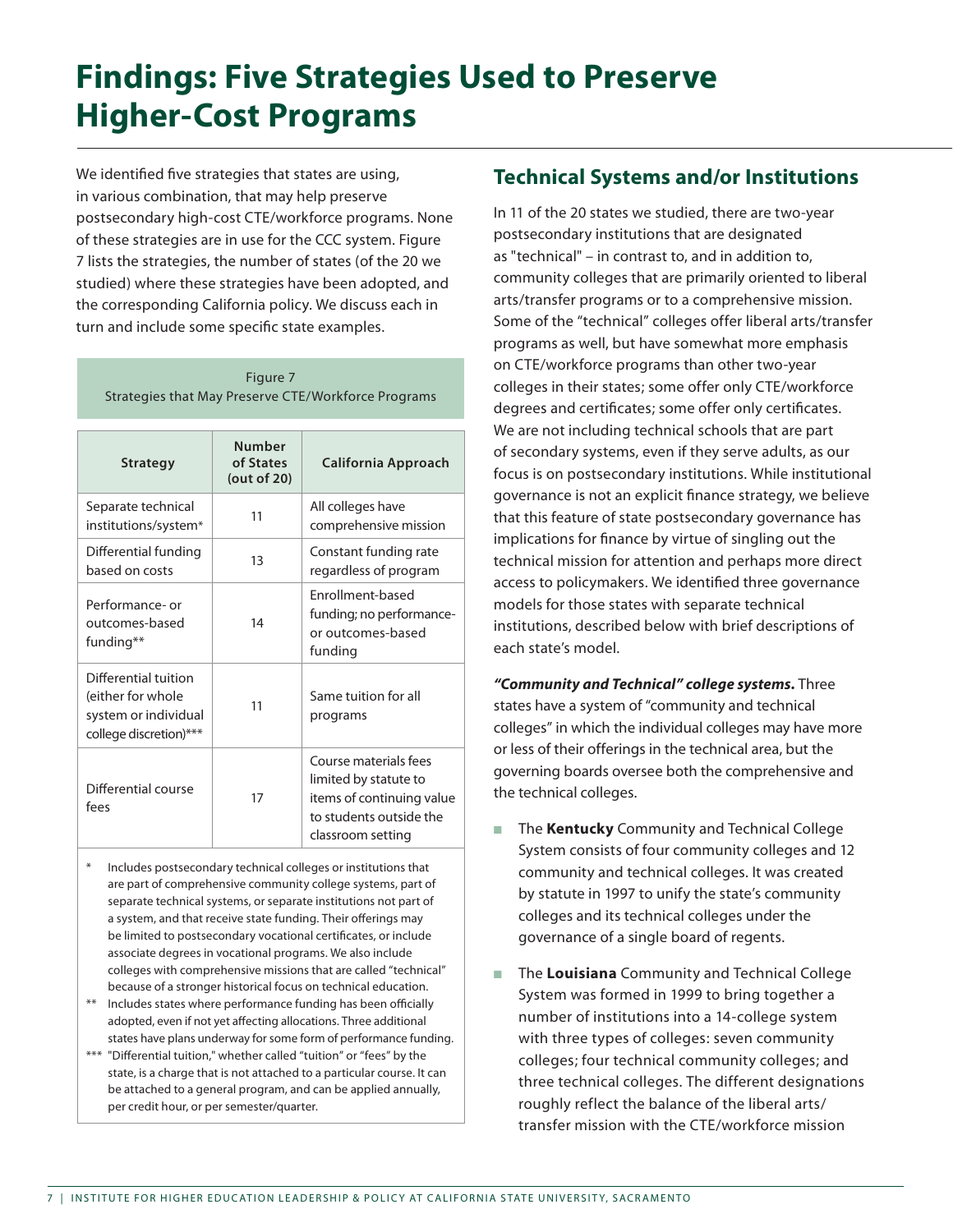# Findings: Five Strategies Used to Preserve Higher-Cost Programs

We identified five strategies that states are using, in various combination, that may help preserve postsecondary high-cost CTE/workforce programs. None of these strategies are in use for the CCC system. Figure 7 lists the strategies, the number of states (of the 20 we studied) where these strategies have been adopted, and the corresponding California policy. We discuss each in turn and include some specific state examples.

Figure 7
Strategies that May Preserve CTE/Workforce Programs

| Strategy | Number of States (out of 20) | California Approach |
|---|---|---|
| Separate technical institutions/system* | 11 | All colleges have comprehensive mission |
| Differential funding based on costs | 13 | Constant funding rate regardless of program |
| Performance- or outcomes-based funding** | 14 | Enrollment-based funding; no performance- or outcomes-based funding |
| Differential tuition (either for whole system or individual college discretion)*** | 11 | Same tuition for all programs |
| Differential course fees | 17 | Course materials fees limited by statute to items of continuing value to students outside the classroom setting |

\* Includes postsecondary technical colleges or institutions that are part of comprehensive community college systems, part of separate technical systems, or separate institutions not part of a system, and that receive state funding. Their offerings may be limited to postsecondary vocational certificates, or include associate degrees in vocational programs. We also include colleges with comprehensive missions that are called "technical" because of a stronger historical focus on technical education.

\*\* Includes states where performance funding has been officially adopted, even if not yet affecting allocations. Three additional states have plans underway for some form of performance funding.

\*\*\* "Differential tuition," whether called "tuition" or "fees" by the state, is a charge that is not attached to a particular course. It can be attached to a general program, and can be applied annually, per credit hour, or per semester/quarter.

## Technical Systems and/or Institutions

In 11 of the 20 states we studied, there are two-year postsecondary institutions that are designated as "technical" – in contrast to, and in addition to, community colleges that are primarily oriented to liberal arts/transfer programs or to a comprehensive mission. Some of the "technical" colleges offer liberal arts/transfer programs as well, but have somewhat more emphasis on CTE/workforce programs than other two-year colleges in their states; some offer only CTE/workforce degrees and certificates; some offer only certificates. We are not including technical schools that are part of secondary systems, even if they serve adults, as our focus is on postsecondary institutions. While institutional governance is not an explicit finance strategy, we believe that this feature of state postsecondary governance has implications for finance by virtue of singling out the technical mission for attention and perhaps more direct access to policymakers. We identified three governance models for those states with separate technical institutions, described below with brief descriptions of each state's model.

***"Community and Technical" college systems.*** Three states have a system of "community and technical colleges" in which the individual colleges may have more or less of their offerings in the technical area, but the governing boards oversee both the comprehensive and the technical colleges.

- The **Kentucky** Community and Technical College System consists of four community colleges and 12 community and technical colleges. It was created by statute in 1997 to unify the state's community colleges and its technical colleges under the governance of a single board of regents.
- The **Louisiana** Community and Technical College System was formed in 1999 to bring together a number of institutions into a 14-college system with three types of colleges: seven community colleges; four technical community colleges; and three technical colleges. The different designations roughly reflect the balance of the liberal arts/transfer mission with the CTE/workforce mission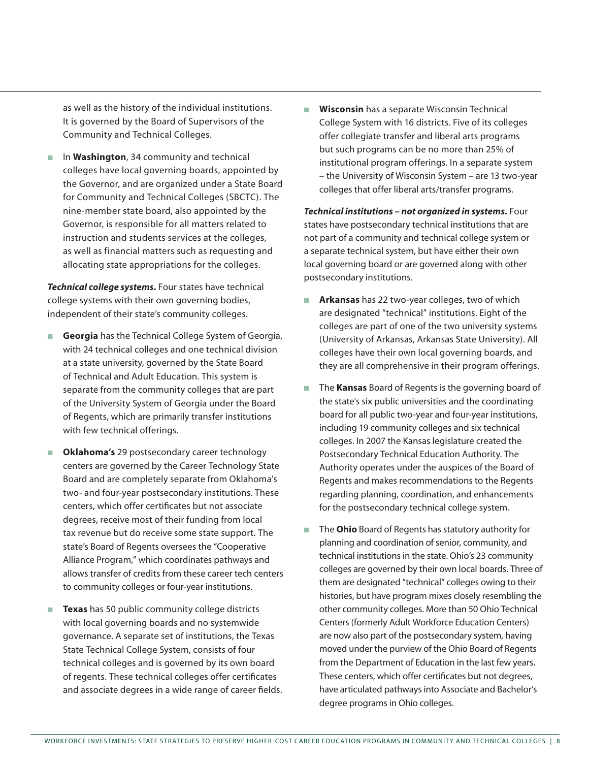as well as the history of the individual institutions. It is governed by the Board of Supervisors of the Community and Technical Colleges.

- In **Washington**, 34 community and technical colleges have local governing boards, appointed by the Governor, and are organized under a State Board for Community and Technical Colleges (SBCTC). The nine-member state board, also appointed by the Governor, is responsible for all matters related to instruction and students services at the colleges, as well as financial matters such as requesting and allocating state appropriations for the colleges.

***Technical college systems.*** Four states have technical college systems with their own governing bodies, independent of their state's community colleges.

- **Georgia** has the Technical College System of Georgia, with 24 technical colleges and one technical division at a state university, governed by the State Board of Technical and Adult Education. This system is separate from the community colleges that are part of the University System of Georgia under the Board of Regents, which are primarily transfer institutions with few technical offerings.
- **Oklahoma's** 29 postsecondary career technology centers are governed by the Career Technology State Board and are completely separate from Oklahoma's two- and four-year postsecondary institutions. These centers, which offer certificates but not associate degrees, receive most of their funding from local tax revenue but do receive some state support. The state's Board of Regents oversees the "Cooperative Alliance Program," which coordinates pathways and allows transfer of credits from these career tech centers to community colleges or four-year institutions.
- **Texas** has 50 public community college districts with local governing boards and no systemwide governance. A separate set of institutions, the Texas State Technical College System, consists of four technical colleges and is governed by its own board of regents. These technical colleges offer certificates and associate degrees in a wide range of career fields.
- **Wisconsin** has a separate Wisconsin Technical College System with 16 districts. Five of its colleges offer collegiate transfer and liberal arts programs but such programs can be no more than 25% of institutional program offerings. In a separate system – the University of Wisconsin System – are 13 two-year colleges that offer liberal arts/transfer programs.

***Technical institutions – not organized in systems.*** Four states have postsecondary technical institutions that are not part of a community and technical college system or a separate technical system, but have either their own local governing board or are governed along with other postsecondary institutions.

- **Arkansas** has 22 two-year colleges, two of which are designated "technical" institutions. Eight of the colleges are part of one of the two university systems (University of Arkansas, Arkansas State University). All colleges have their own local governing boards, and they are all comprehensive in their program offerings.
- The **Kansas** Board of Regents is the governing board of the state's six public universities and the coordinating board for all public two-year and four-year institutions, including 19 community colleges and six technical colleges. In 2007 the Kansas legislature created the Postsecondary Technical Education Authority. The Authority operates under the auspices of the Board of Regents and makes recommendations to the Regents regarding planning, coordination, and enhancements for the postsecondary technical college system.
- The **Ohio** Board of Regents has statutory authority for planning and coordination of senior, community, and technical institutions in the state. Ohio's 23 community colleges are governed by their own local boards. Three of them are designated "technical" colleges owing to their histories, but have program mixes closely resembling the other community colleges. More than 50 Ohio Technical Centers (formerly Adult Workforce Education Centers) are now also part of the postsecondary system, having moved under the purview of the Ohio Board of Regents from the Department of Education in the last few years. These centers, which offer certificates but not degrees, have articulated pathways into Associate and Bachelor's degree programs in Ohio colleges.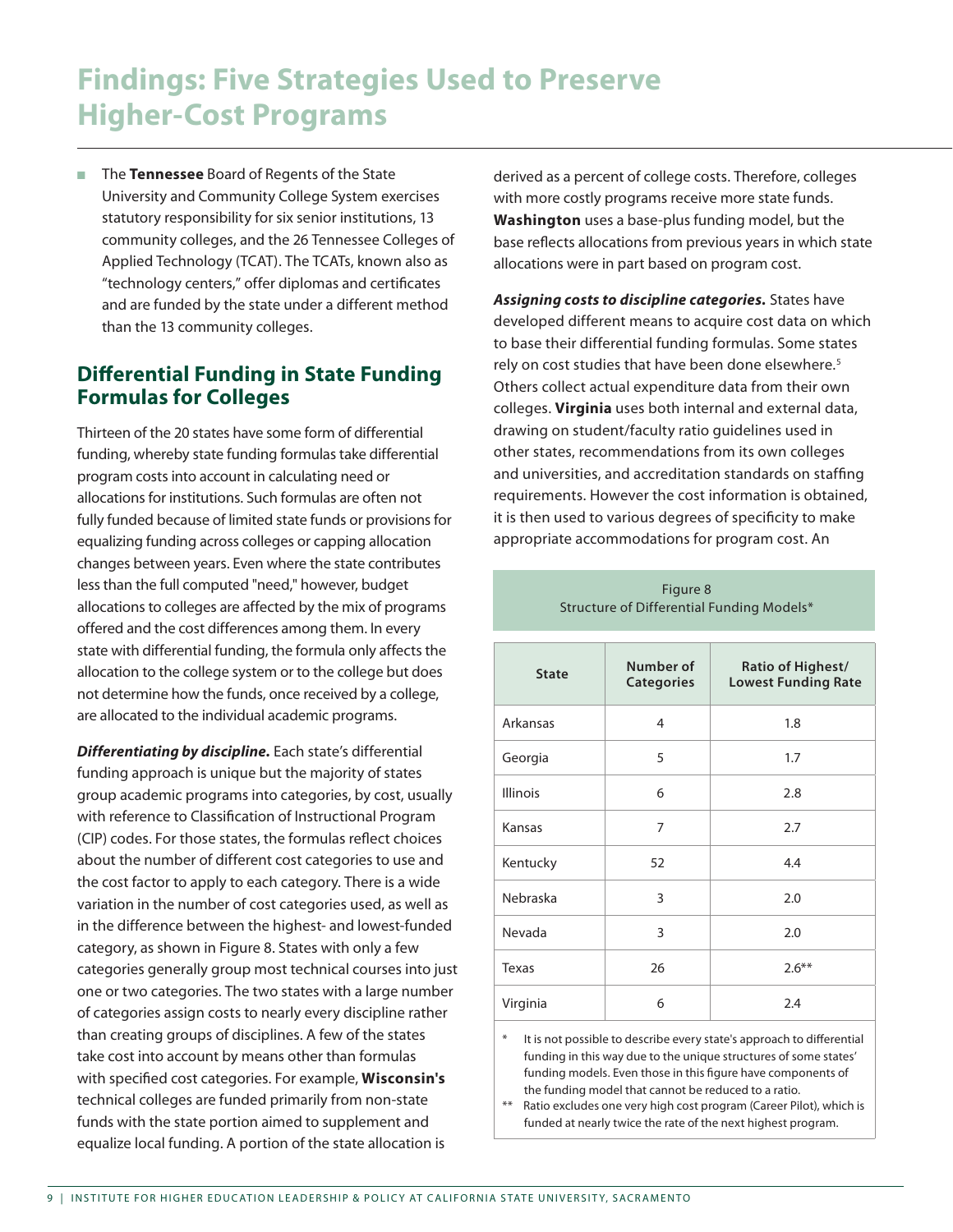# Findings: Five Strategies Used to Preserve Higher-Cost Programs

- The **Tennessee** Board of Regents of the State University and Community College System exercises statutory responsibility for six senior institutions, 13 community colleges, and the 26 Tennessee Colleges of Applied Technology (TCAT). The TCATs, known also as "technology centers," offer diplomas and certificates and are funded by the state under a different method than the 13 community colleges.

## Differential Funding in State Funding Formulas for Colleges

Thirteen of the 20 states have some form of differential funding, whereby state funding formulas take differential program costs into account in calculating need or allocations for institutions. Such formulas are often not fully funded because of limited state funds or provisions for equalizing funding across colleges or capping allocation changes between years. Even where the state contributes less than the full computed "need," however, budget allocations to colleges are affected by the mix of programs offered and the cost differences among them. In every state with differential funding, the formula only affects the allocation to the college system or to the college but does not determine how the funds, once received by a college, are allocated to the individual academic programs.

***Differentiating by discipline.*** Each state's differential funding approach is unique but the majority of states group academic programs into categories, by cost, usually with reference to Classification of Instructional Program (CIP) codes. For those states, the formulas reflect choices about the number of different cost categories to use and the cost factor to apply to each category. There is a wide variation in the number of cost categories used, as well as in the difference between the highest- and lowest-funded category, as shown in Figure 8. States with only a few categories generally group most technical courses into just one or two categories. The two states with a large number of categories assign costs to nearly every discipline rather than creating groups of disciplines. A few of the states take cost into account by means other than formulas with specified cost categories. For example, **Wisconsin's** technical colleges are funded primarily from non-state funds with the state portion aimed to supplement and equalize local funding. A portion of the state allocation is derived as a percent of college costs. Therefore, colleges with more costly programs receive more state funds. **Washington** uses a base-plus funding model, but the base reflects allocations from previous years in which state allocations were in part based on program cost.

***Assigning costs to discipline categories.*** States have developed different means to acquire cost data on which to base their differential funding formulas. Some states rely on cost studies that have been done elsewhere.[5] Others collect actual expenditure data from their own colleges. **Virginia** uses both internal and external data, drawing on student/faculty ratio guidelines used in other states, recommendations from its own colleges and universities, and accreditation standards on staffing requirements. However the cost information is obtained, it is then used to various degrees of specificity to make appropriate accommodations for program cost. An

Figure 8
Structure of Differential Funding Models*

| State | Number of Categories | Ratio of Highest/ Lowest Funding Rate |
|---|---|---|
| Arkansas | 4 | 1.8 |
| Georgia | 5 | 1.7 |
| Illinois | 6 | 2.8 |
| Kansas | 7 | 2.7 |
| Kentucky | 52 | 4.4 |
| Nebraska | 3 | 2.0 |
| Nevada | 3 | 2.0 |
| Texas | 26 | 2.6** |
| Virginia | 6 | 2.4 |

\* It is not possible to describe every state's approach to differential funding in this way due to the unique structures of some states' funding models. Even those in this figure have components of the funding model that cannot be reduced to a ratio.

\*\* Ratio excludes one very high cost program (Career Pilot), which is funded at nearly twice the rate of the next highest program.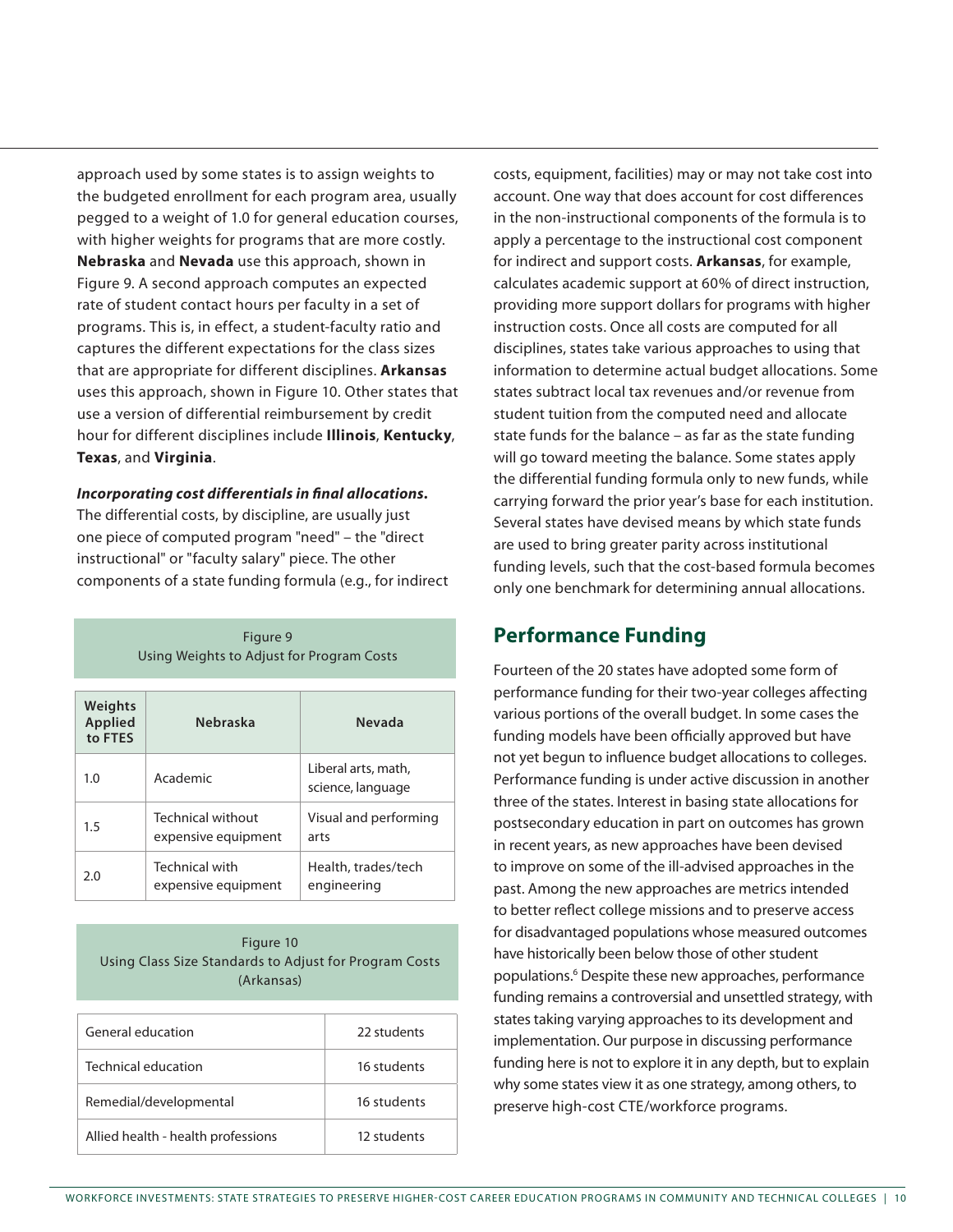approach used by some states is to assign weights to the budgeted enrollment for each program area, usually pegged to a weight of 1.0 for general education courses, with higher weights for programs that are more costly. **Nebraska** and **Nevada** use this approach, shown in Figure 9. A second approach computes an expected rate of student contact hours per faculty in a set of programs. This is, in effect, a student-faculty ratio and captures the different expectations for the class sizes that are appropriate for different disciplines. **Arkansas** uses this approach, shown in Figure 10. Other states that use a version of differential reimbursement by credit hour for different disciplines include **Illinois**, **Kentucky**, **Texas**, and **Virginia**.

***Incorporating cost differentials in final allocations.*** The differential costs, by discipline, are usually just one piece of computed program "need" – the "direct instructional" or "faculty salary" piece. The other components of a state funding formula (e.g., for indirect costs, equipment, facilities) may or may not take cost into account. One way that does account for cost differences in the non-instructional components of the formula is to apply a percentage to the instructional cost component for indirect and support costs. **Arkansas**, for example, calculates academic support at 60% of direct instruction, providing more support dollars for programs with higher instruction costs. Once all costs are computed for all disciplines, states take various approaches to using that information to determine actual budget allocations. Some states subtract local tax revenues and/or revenue from student tuition from the computed need and allocate state funds for the balance – as far as the state funding will go toward meeting the balance. Some states apply the differential funding formula only to new funds, while carrying forward the prior year's base for each institution. Several states have devised means by which state funds are used to bring greater parity across institutional funding levels, such that the cost-based formula becomes only one benchmark for determining annual allocations.

Figure 9
Using Weights to Adjust for Program Costs

| Weights Applied to FTES | Nebraska | Nevada |
|---|---|---|
| 1.0 | Academic | Liberal arts, math, science, language |
| 1.5 | Technical without expensive equipment | Visual and performing arts |
| 2.0 | Technical with expensive equipment | Health, trades/tech engineering |

Figure 10
Using Class Size Standards to Adjust for Program Costs (Arkansas)

| | |
|---|---|
| General education | 22 students |
| Technical education | 16 students |
| Remedial/developmental | 16 students |
| Allied health - health professions | 12 students |

## Performance Funding

Fourteen of the 20 states have adopted some form of performance funding for their two-year colleges affecting various portions of the overall budget. In some cases the funding models have been officially approved but have not yet begun to influence budget allocations to colleges. Performance funding is under active discussion in another three of the states. Interest in basing state allocations for postsecondary education in part on outcomes has grown in recent years, as new approaches have been devised to improve on some of the ill-advised approaches in the past. Among the new approaches are metrics intended to better reflect college missions and to preserve access for disadvantaged populations whose measured outcomes have historically been below those of other student populations.[6] Despite these new approaches, performance funding remains a controversial and unsettled strategy, with states taking varying approaches to its development and implementation. Our purpose in discussing performance funding here is not to explore it in any depth, but to explain why some states view it as one strategy, among others, to preserve high-cost CTE/workforce programs.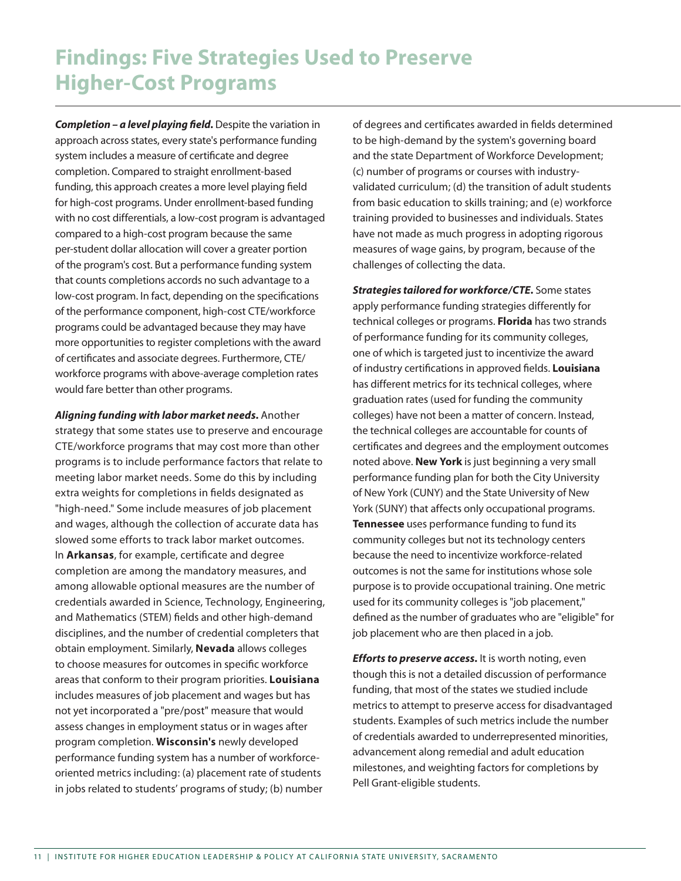# Findings: Five Strategies Used to Preserve Higher-Cost Programs

***Completion – a level playing field.*** Despite the variation in approach across states, every state's performance funding system includes a measure of certificate and degree completion. Compared to straight enrollment-based funding, this approach creates a more level playing field for high-cost programs. Under enrollment-based funding with no cost differentials, a low-cost program is advantaged compared to a high-cost program because the same per-student dollar allocation will cover a greater portion of the program's cost. But a performance funding system that counts completions accords no such advantage to a low-cost program. In fact, depending on the specifications of the performance component, high-cost CTE/workforce programs could be advantaged because they may have more opportunities to register completions with the award of certificates and associate degrees. Furthermore, CTE/workforce programs with above-average completion rates would fare better than other programs.

***Aligning funding with labor market needs.*** Another strategy that some states use to preserve and encourage CTE/workforce programs that may cost more than other programs is to include performance factors that relate to meeting labor market needs. Some do this by including extra weights for completions in fields designated as "high-need." Some include measures of job placement and wages, although the collection of accurate data has slowed some efforts to track labor market outcomes. In **Arkansas**, for example, certificate and degree completion are among the mandatory measures, and among allowable optional measures are the number of credentials awarded in Science, Technology, Engineering, and Mathematics (STEM) fields and other high-demand disciplines, and the number of credential completers that obtain employment. Similarly, **Nevada** allows colleges to choose measures for outcomes in specific workforce areas that conform to their program priorities. **Louisiana** includes measures of job placement and wages but has not yet incorporated a "pre/post" measure that would assess changes in employment status or in wages after program completion. **Wisconsin's** newly developed performance funding system has a number of workforce-oriented metrics including: (a) placement rate of students in jobs related to students' programs of study; (b) number of degrees and certificates awarded in fields determined to be high-demand by the system's governing board and the state Department of Workforce Development; (c) number of programs or courses with industry-validated curriculum; (d) the transition of adult students from basic education to skills training; and (e) workforce training provided to businesses and individuals. States have not made as much progress in adopting rigorous measures of wage gains, by program, because of the challenges of collecting the data.

***Strategies tailored for workforce/CTE.*** Some states apply performance funding strategies differently for technical colleges or programs. **Florida** has two strands of performance funding for its community colleges, one of which is targeted just to incentivize the award of industry certifications in approved fields. **Louisiana** has different metrics for its technical colleges, where graduation rates (used for funding the community colleges) have not been a matter of concern. Instead, the technical colleges are accountable for counts of certificates and degrees and the employment outcomes noted above. **New York** is just beginning a very small performance funding plan for both the City University of New York (CUNY) and the State University of New York (SUNY) that affects only occupational programs. **Tennessee** uses performance funding to fund its community colleges but not its technology centers because the need to incentivize workforce-related outcomes is not the same for institutions whose sole purpose is to provide occupational training. One metric used for its community colleges is "job placement," defined as the number of graduates who are "eligible" for job placement who are then placed in a job.

***Efforts to preserve access.*** It is worth noting, even though this is not a detailed discussion of performance funding, that most of the states we studied include metrics to attempt to preserve access for disadvantaged students. Examples of such metrics include the number of credentials awarded to underrepresented minorities, advancement along remedial and adult education milestones, and weighting factors for completions by Pell Grant-eligible students.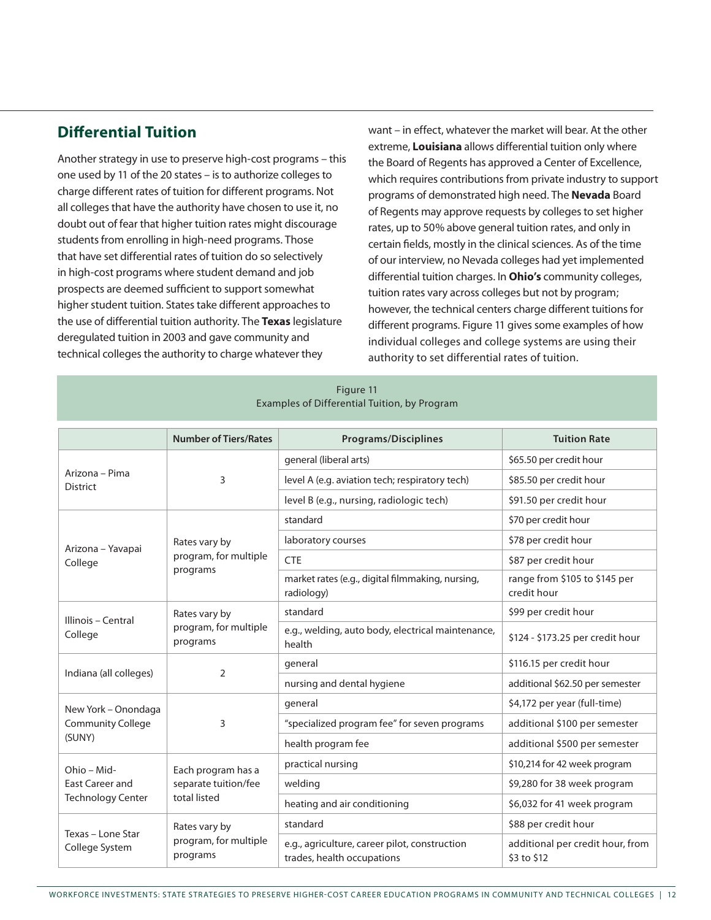## Differential Tuition

Another strategy in use to preserve high-cost programs – this one used by 11 of the 20 states – is to authorize colleges to charge different rates of tuition for different programs. Not all colleges that have the authority have chosen to use it, no doubt out of fear that higher tuition rates might discourage students from enrolling in high-need programs. Those that have set differential rates of tuition do so selectively in high-cost programs where student demand and job prospects are deemed sufficient to support somewhat higher student tuition. States take different approaches to the use of differential tuition authority. The **Texas** legislature deregulated tuition in 2003 and gave community and technical colleges the authority to charge whatever they want – in effect, whatever the market will bear. At the other extreme, **Louisiana** allows differential tuition only where the Board of Regents has approved a Center of Excellence, which requires contributions from private industry to support programs of demonstrated high need. The **Nevada** Board of Regents may approve requests by colleges to set higher rates, up to 50% above general tuition rates, and only in certain fields, mostly in the clinical sciences. As of the time of our interview, no Nevada colleges had yet implemented differential tuition charges. In **Ohio's** community colleges, tuition rates vary across colleges but not by program; however, the technical centers charge different tuitions for different programs. Figure 11 gives some examples of how individual colleges and college systems are using their authority to set differential rates of tuition.

Figure 11
Examples of Differential Tuition, by Program

| | Number of Tiers/Rates | Programs/Disciplines | Tuition Rate |
|---|---|---|---|
| Arizona – Pima District | 3 | general (liberal arts) | $65.50 per credit hour |
| | | level A (e.g. aviation tech; respiratory tech) | $85.50 per credit hour |
| | | level B (e.g., nursing, radiologic tech) | $91.50 per credit hour |
| Arizona – Yavapai College | Rates vary by program, for multiple programs | standard | $70 per credit hour |
| | | laboratory courses | $78 per credit hour |
| | | CTE | $87 per credit hour |
| | | market rates (e.g., digital filmmaking, nursing, radiology) | range from $105 to $145 per credit hour |
| Illinois – Central College | Rates vary by program, for multiple programs | standard | $99 per credit hour |
| | | e.g., welding, auto body, electrical maintenance, health | $124 - $173.25 per credit hour |
| Indiana (all colleges) | 2 | general | $116.15 per credit hour |
| | | nursing and dental hygiene | additional $62.50 per semester |
| New York – Onondaga Community College (SUNY) | 3 | general | $4,172 per year (full-time) |
| | | "specialized program fee" for seven programs | additional $100 per semester |
| | | health program fee | additional $500 per semester |
| Ohio – Mid-East Career and Technology Center | Each program has a separate tuition/fee total listed | practical nursing | $10,214 for 42 week program |
| | | welding | $9,280 for 38 week program |
| | | heating and air conditioning | $6,032 for 41 week program |
| Texas – Lone Star College System | Rates vary by program, for multiple programs | standard | $88 per credit hour |
| | | e.g., agriculture, career pilot, construction trades, health occupations | additional per credit hour, from $3 to $12 |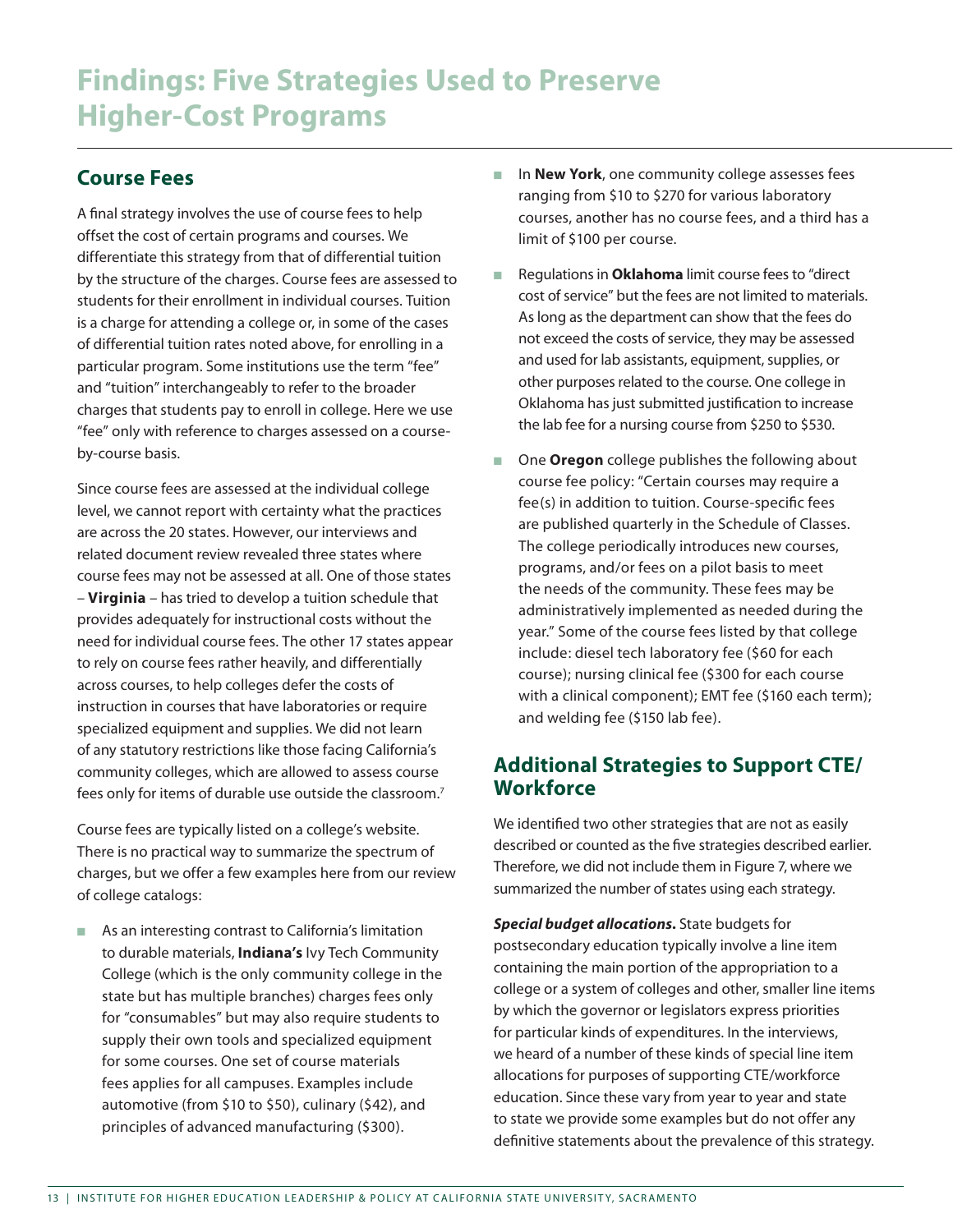# Findings: Five Strategies Used to Preserve Higher-Cost Programs

## Course Fees

A final strategy involves the use of course fees to help offset the cost of certain programs and courses. We differentiate this strategy from that of differential tuition by the structure of the charges. Course fees are assessed to students for their enrollment in individual courses. Tuition is a charge for attending a college or, in some of the cases of differential tuition rates noted above, for enrolling in a particular program. Some institutions use the term "fee" and "tuition" interchangeably to refer to the broader charges that students pay to enroll in college. Here we use "fee" only with reference to charges assessed on a course-by-course basis.

Since course fees are assessed at the individual college level, we cannot report with certainty what the practices are across the 20 states. However, our interviews and related document review revealed three states where course fees may not be assessed at all. One of those states – **Virginia** – has tried to develop a tuition schedule that provides adequately for instructional costs without the need for individual course fees. The other 17 states appear to rely on course fees rather heavily, and differentially across courses, to help colleges defer the costs of instruction in courses that have laboratories or require specialized equipment and supplies. We did not learn of any statutory restrictions like those facing California's community colleges, which are allowed to assess course fees only for items of durable use outside the classroom.[7]

Course fees are typically listed on a college's website. There is no practical way to summarize the spectrum of charges, but we offer a few examples here from our review of college catalogs:

- As an interesting contrast to California's limitation to durable materials, **Indiana's** Ivy Tech Community College (which is the only community college in the state but has multiple branches) charges fees only for "consumables" but may also require students to supply their own tools and specialized equipment for some courses. One set of course materials fees applies for all campuses. Examples include automotive (from $10 to $50), culinary ($42), and principles of advanced manufacturing ($300).
- In **New York**, one community college assesses fees ranging from $10 to $270 for various laboratory courses, another has no course fees, and a third has a limit of $100 per course.
- Regulations in **Oklahoma** limit course fees to "direct cost of service" but the fees are not limited to materials. As long as the department can show that the fees do not exceed the costs of service, they may be assessed and used for lab assistants, equipment, supplies, or other purposes related to the course. One college in Oklahoma has just submitted justification to increase the lab fee for a nursing course from $250 to $530.
- One **Oregon** college publishes the following about course fee policy: "Certain courses may require a fee(s) in addition to tuition. Course-specific fees are published quarterly in the Schedule of Classes. The college periodically introduces new courses, programs, and/or fees on a pilot basis to meet the needs of the community. These fees may be administratively implemented as needed during the year." Some of the course fees listed by that college include: diesel tech laboratory fee ($60 for each course); nursing clinical fee ($300 for each course with a clinical component); EMT fee ($160 each term); and welding fee ($150 lab fee).

## Additional Strategies to Support CTE/Workforce

We identified two other strategies that are not as easily described or counted as the five strategies described earlier. Therefore, we did not include them in Figure 7, where we summarized the number of states using each strategy.

***Special budget allocations.*** State budgets for postsecondary education typically involve a line item containing the main portion of the appropriation to a college or a system of colleges and other, smaller line items by which the governor or legislators express priorities for particular kinds of expenditures. In the interviews, we heard of a number of these kinds of special line item allocations for purposes of supporting CTE/workforce education. Since these vary from year to year and state to state we provide some examples but do not offer any definitive statements about the prevalence of this strategy.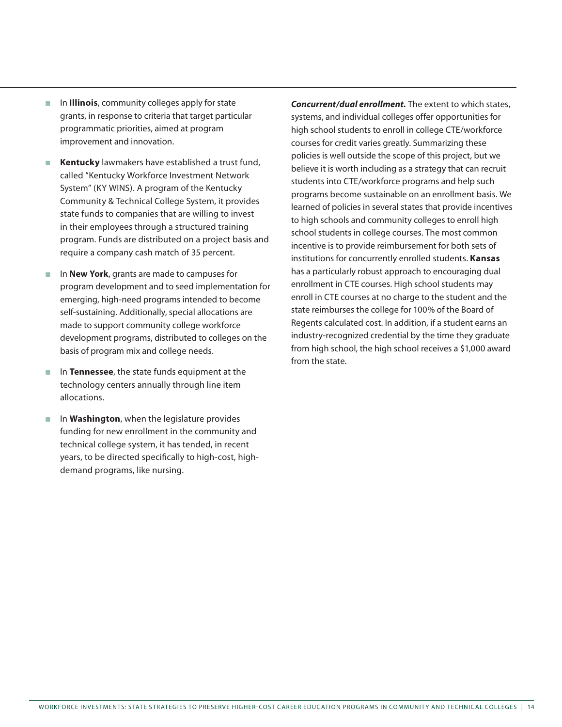- In **Illinois**, community colleges apply for state grants, in response to criteria that target particular programmatic priorities, aimed at program improvement and innovation.
- **Kentucky** lawmakers have established a trust fund, called "Kentucky Workforce Investment Network System" (KY WINS). A program of the Kentucky Community & Technical College System, it provides state funds to companies that are willing to invest in their employees through a structured training program. Funds are distributed on a project basis and require a company cash match of 35 percent.
- In **New York**, grants are made to campuses for program development and to seed implementation for emerging, high-need programs intended to become self-sustaining. Additionally, special allocations are made to support community college workforce development programs, distributed to colleges on the basis of program mix and college needs.
- In **Tennessee**, the state funds equipment at the technology centers annually through line item allocations.
- In **Washington**, when the legislature provides funding for new enrollment in the community and technical college system, it has tended, in recent years, to be directed specifically to high-cost, high-demand programs, like nursing.

***Concurrent/dual enrollment.*** The extent to which states, systems, and individual colleges offer opportunities for high school students to enroll in college CTE/workforce courses for credit varies greatly. Summarizing these policies is well outside the scope of this project, but we believe it is worth including as a strategy that can recruit students into CTE/workforce programs and help such programs become sustainable on an enrollment basis. We learned of policies in several states that provide incentives to high schools and community colleges to enroll high school students in college courses. The most common incentive is to provide reimbursement for both sets of institutions for concurrently enrolled students. **Kansas** has a particularly robust approach to encouraging dual enrollment in CTE courses. High school students may enroll in CTE courses at no charge to the student and the state reimburses the college for 100% of the Board of Regents calculated cost. In addition, if a student earns an industry-recognized credential by the time they graduate from high school, the high school receives a $1,000 award from the state.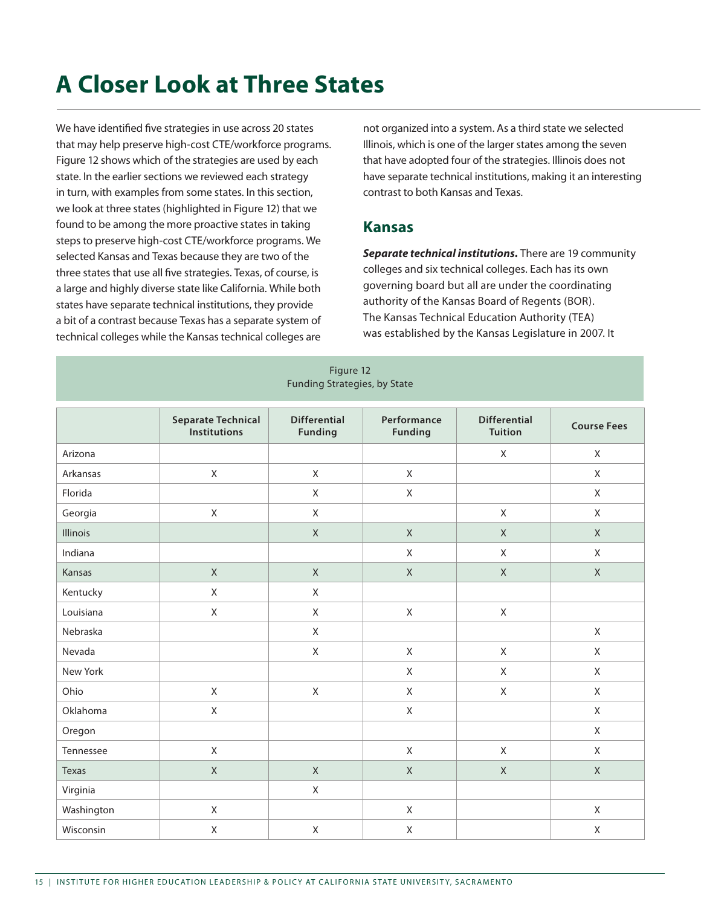# A Closer Look at Three States

We have identified five strategies in use across 20 states that may help preserve high-cost CTE/workforce programs. Figure 12 shows which of the strategies are used by each state. In the earlier sections we reviewed each strategy in turn, with examples from some states. In this section, we look at three states (highlighted in Figure 12) that we found to be among the more proactive states in taking steps to preserve high-cost CTE/workforce programs. We selected Kansas and Texas because they are two of the three states that use all five strategies. Texas, of course, is a large and highly diverse state like California. While both states have separate technical institutions, they provide a bit of a contrast because Texas has a separate system of technical colleges while the Kansas technical colleges are not organized into a system. As a third state we selected Illinois, which is one of the larger states among the seven that have adopted four of the strategies. Illinois does not have separate technical institutions, making it an interesting contrast to both Kansas and Texas.

## Kansas

***Separate technical institutions.*** There are 19 community colleges and six technical colleges. Each has its own governing board but all are under the coordinating authority of the Kansas Board of Regents (BOR). The Kansas Technical Education Authority (TEA) was established by the Kansas Legislature in 2007. It

Figure 12
Funding Strategies, by State

| | Separate Technical Institutions | Differential Funding | Performance Funding | Differential Tuition | Course Fees |
|---|---|---|---|---|---|
| Arizona | | | | X | X |
| Arkansas | X | X | X | | X |
| Florida | | X | X | | X |
| Georgia | X | X | | X | X |
| Illinois | | X | X | X | X |
| Indiana | | | X | X | X |
| Kansas | X | X | X | X | X |
| Kentucky | X | X | | | |
| Louisiana | X | X | X | X | |
| Nebraska | | X | | | X |
| Nevada | | X | X | X | X |
| New York | | | X | X | X |
| Ohio | X | X | X | X | X |
| Oklahoma | X | | X | | X |
| Oregon | | | | | X |
| Tennessee | X | | X | X | X |
| Texas | X | X | X | X | X |
| Virginia | | X | | | |
| Washington | X | | X | | X |
| Wisconsin | X | X | X | | X |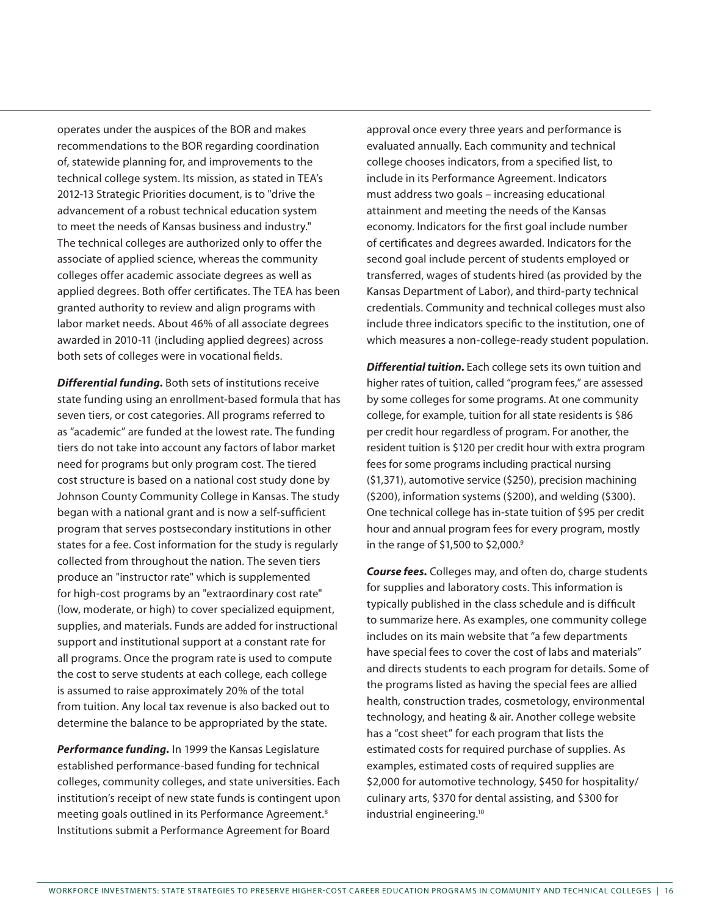operates under the auspices of the BOR and makes recommendations to the BOR regarding coordination of, statewide planning for, and improvements to the technical college system. Its mission, as stated in TEA's 2012-13 Strategic Priorities document, is to "drive the advancement of a robust technical education system to meet the needs of Kansas business and industry." The technical colleges are authorized only to offer the associate of applied science, whereas the community colleges offer academic associate degrees as well as applied degrees. Both offer certificates. The TEA has been granted authority to review and align programs with labor market needs. About 46% of all associate degrees awarded in 2010-11 (including applied degrees) across both sets of colleges were in vocational fields.

***Differential funding.*** Both sets of institutions receive state funding using an enrollment-based formula that has seven tiers, or cost categories. All programs referred to as "academic" are funded at the lowest rate. The funding tiers do not take into account any factors of labor market need for programs but only program cost. The tiered cost structure is based on a national cost study done by Johnson County Community College in Kansas. The study began with a national grant and is now a self-sufficient program that serves postsecondary institutions in other states for a fee. Cost information for the study is regularly collected from throughout the nation. The seven tiers produce an "instructor rate" which is supplemented for high-cost programs by an "extraordinary cost rate" (low, moderate, or high) to cover specialized equipment, supplies, and materials. Funds are added for instructional support and institutional support at a constant rate for all programs. Once the program rate is used to compute the cost to serve students at each college, each college is assumed to raise approximately 20% of the total from tuition. Any local tax revenue is also backed out to determine the balance to be appropriated by the state.

***Performance funding.*** In 1999 the Kansas Legislature established performance-based funding for technical colleges, community colleges, and state universities. Each institution's receipt of new state funds is contingent upon meeting goals outlined in its Performance Agreement.[8] Institutions submit a Performance Agreement for Board approval once every three years and performance is evaluated annually. Each community and technical college chooses indicators, from a specified list, to include in its Performance Agreement. Indicators must address two goals – increasing educational attainment and meeting the needs of the Kansas economy. Indicators for the first goal include number of certificates and degrees awarded. Indicators for the second goal include percent of students employed or transferred, wages of students hired (as provided by the Kansas Department of Labor), and third-party technical credentials. Community and technical colleges must also include three indicators specific to the institution, one of which measures a non-college-ready student population.

***Differential tuition.*** Each college sets its own tuition and higher rates of tuition, called "program fees," are assessed by some colleges for some programs. At one community college, for example, tuition for all state residents is $86 per credit hour regardless of program. For another, the resident tuition is $120 per credit hour with extra program fees for some programs including practical nursing ($1,371), automotive service ($250), precision machining ($200), information systems ($200), and welding ($300). One technical college has in-state tuition of $95 per credit hour and annual program fees for every program, mostly in the range of $1,500 to $2,000.[9]

***Course fees.*** Colleges may, and often do, charge students for supplies and laboratory costs. This information is typically published in the class schedule and is difficult to summarize here. As examples, one community college includes on its main website that "a few departments have special fees to cover the cost of labs and materials" and directs students to each program for details. Some of the programs listed as having the special fees are allied health, construction trades, cosmetology, environmental technology, and heating & air. Another college website has a "cost sheet" for each program that lists the estimated costs for required purchase of supplies. As examples, estimated costs of required supplies are $2,000 for automotive technology, $450 for hospitality/culinary arts, $370 for dental assisting, and $300 for industrial engineering.[10]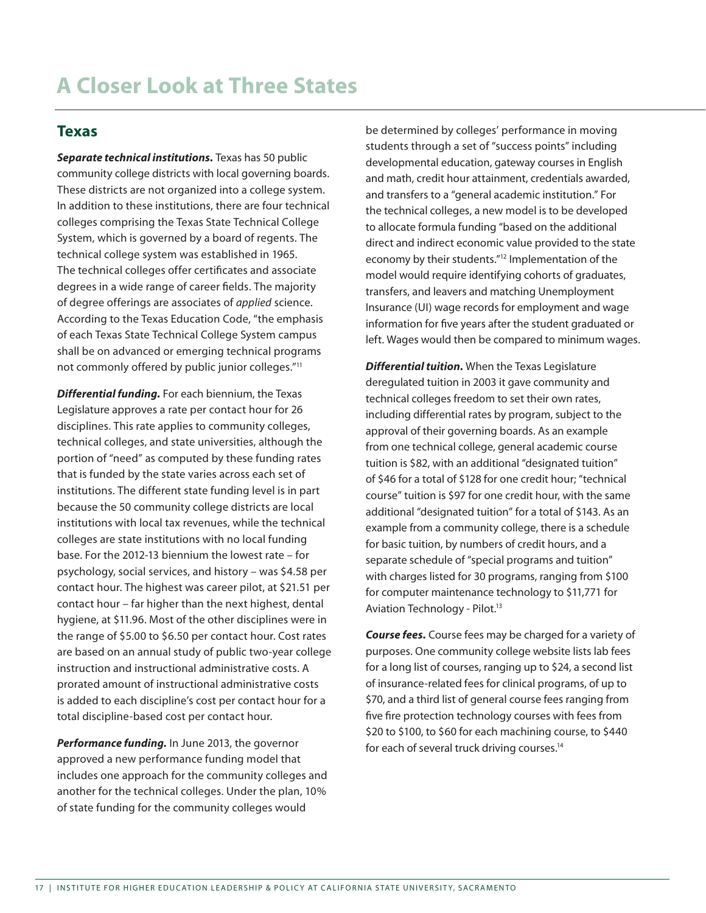# A Closer Look at Three States

## Texas

***Separate technical institutions.*** Texas has 50 public community college districts with local governing boards. These districts are not organized into a college system. In addition to these institutions, there are four technical colleges comprising the Texas State Technical College System, which is governed by a board of regents. The technical college system was established in 1965. The technical colleges offer certificates and associate degrees in a wide range of career fields. The majority of degree offerings are associates of *applied* science. According to the Texas Education Code, "the emphasis of each Texas State Technical College System campus shall be on advanced or emerging technical programs not commonly offered by public junior colleges."[11]

***Differential funding.*** For each biennium, the Texas Legislature approves a rate per contact hour for 26 disciplines. This rate applies to community colleges, technical colleges, and state universities, although the portion of "need" as computed by these funding rates that is funded by the state varies across each set of institutions. The different state funding level is in part because the 50 community college districts are local institutions with local tax revenues, while the technical colleges are state institutions with no local funding base. For the 2012-13 biennium the lowest rate – for psychology, social services, and history – was $4.58 per contact hour. The highest was career pilot, at $21.51 per contact hour – far higher than the next highest, dental hygiene, at $11.96. Most of the other disciplines were in the range of $5.00 to $6.50 per contact hour. Cost rates are based on an annual study of public two-year college instruction and instructional administrative costs. A prorated amount of instructional administrative costs is added to each discipline's cost per contact hour for a total discipline-based cost per contact hour.

***Performance funding.*** In June 2013, the governor approved a new performance funding model that includes one approach for the community colleges and another for the technical colleges. Under the plan, 10% of state funding for the community colleges would be determined by colleges' performance in moving students through a set of "success points" including developmental education, gateway courses in English and math, credit hour attainment, credentials awarded, and transfers to a "general academic institution." For the technical colleges, a new model is to be developed to allocate formula funding "based on the additional direct and indirect economic value provided to the state economy by their students."[12] Implementation of the model would require identifying cohorts of graduates, transfers, and leavers and matching Unemployment Insurance (UI) wage records for employment and wage information for five years after the student graduated or left. Wages would then be compared to minimum wages.

***Differential tuition.*** When the Texas Legislature deregulated tuition in 2003 it gave community and technical colleges freedom to set their own rates, including differential rates by program, subject to the approval of their governing boards. As an example from one technical college, general academic course tuition is $82, with an additional "designated tuition" of $46 for a total of $128 for one credit hour; "technical course" tuition is $97 for one credit hour, with the same additional "designated tuition" for a total of $143. As an example from a community college, there is a schedule for basic tuition, by numbers of credit hours, and a separate schedule of "special programs and tuition" with charges listed for 30 programs, ranging from $100 for computer maintenance technology to $11,771 for Aviation Technology - Pilot.[13]

***Course fees.*** Course fees may be charged for a variety of purposes. One community college website lists lab fees for a long list of courses, ranging up to $24, a second list of insurance-related fees for clinical programs, of up to $70, and a third list of general course fees ranging from five fire protection technology courses with fees from $20 to $100, to $60 for each machining course, to $440 for each of several truck driving courses.[14]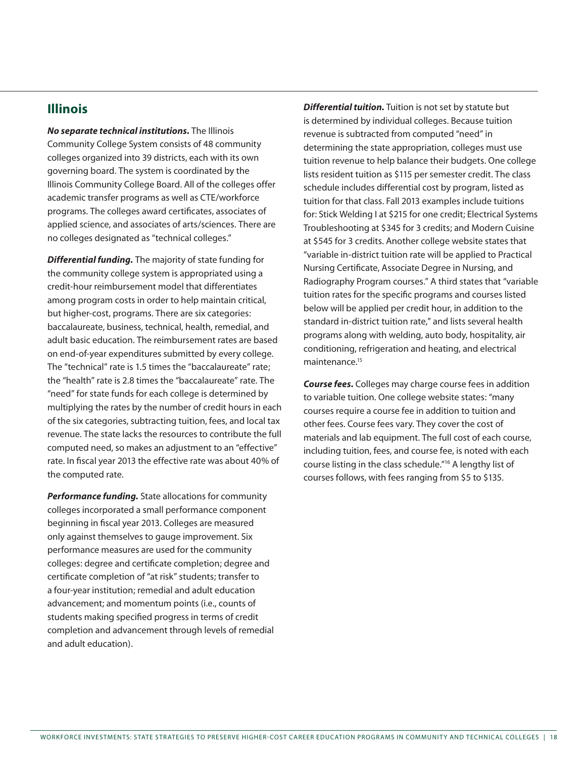## Illinois

***No separate technical institutions.*** The Illinois Community College System consists of 48 community colleges organized into 39 districts, each with its own governing board. The system is coordinated by the Illinois Community College Board. All of the colleges offer academic transfer programs as well as CTE/workforce programs. The colleges award certificates, associates of applied science, and associates of arts/sciences. There are no colleges designated as "technical colleges."

***Differential funding.*** The majority of state funding for the community college system is appropriated using a credit-hour reimbursement model that differentiates among program costs in order to help maintain critical, but higher-cost, programs. There are six categories: baccalaureate, business, technical, health, remedial, and adult basic education. The reimbursement rates are based on end-of-year expenditures submitted by every college. The "technical" rate is 1.5 times the "baccalaureate" rate; the "health" rate is 2.8 times the "baccalaureate" rate. The "need" for state funds for each college is determined by multiplying the rates by the number of credit hours in each of the six categories, subtracting tuition, fees, and local tax revenue. The state lacks the resources to contribute the full computed need, so makes an adjustment to an "effective" rate. In fiscal year 2013 the effective rate was about 40% of the computed rate.

***Performance funding.*** State allocations for community colleges incorporated a small performance component beginning in fiscal year 2013. Colleges are measured only against themselves to gauge improvement. Six performance measures are used for the community colleges: degree and certificate completion; degree and certificate completion of "at risk" students; transfer to a four-year institution; remedial and adult education advancement; and momentum points (i.e., counts of students making specified progress in terms of credit completion and advancement through levels of remedial and adult education).

***Differential tuition.*** Tuition is not set by statute but is determined by individual colleges. Because tuition revenue is subtracted from computed "need" in determining the state appropriation, colleges must use tuition revenue to help balance their budgets. One college lists resident tuition as $115 per semester credit. The class schedule includes differential cost by program, listed as tuition for that class. Fall 2013 examples include tuitions for: Stick Welding I at $215 for one credit; Electrical Systems Troubleshooting at $345 for 3 credits; and Modern Cuisine at $545 for 3 credits. Another college website states that "variable in-district tuition rate will be applied to Practical Nursing Certificate, Associate Degree in Nursing, and Radiography Program courses." A third states that "variable tuition rates for the specific programs and courses listed below will be applied per credit hour, in addition to the standard in-district tuition rate," and lists several health programs along with welding, auto body, hospitality, air conditioning, refrigeration and heating, and electrical maintenance.[15]

***Course fees.*** Colleges may charge course fees in addition to variable tuition. One college website states: "many courses require a course fee in addition to tuition and other fees. Course fees vary. They cover the cost of materials and lab equipment. The full cost of each course, including tuition, fees, and course fee, is noted with each course listing in the class schedule."[16] A lengthy list of courses follows, with fees ranging from $5 to $135.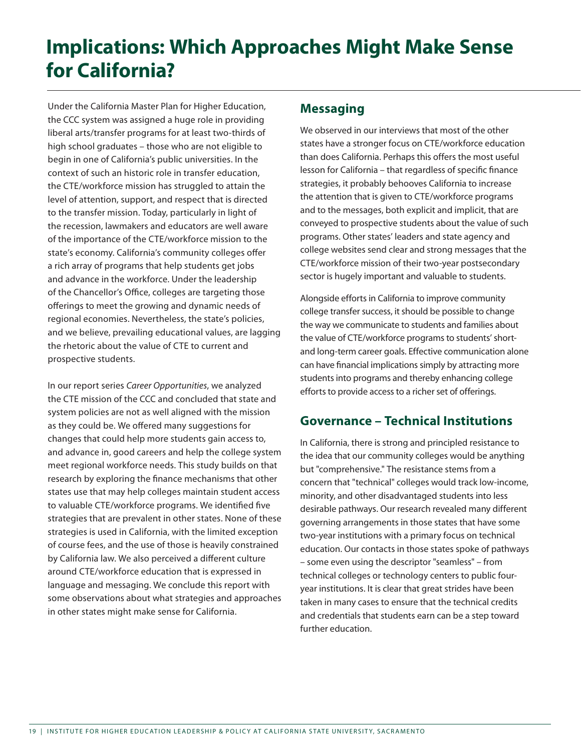# Implications: Which Approaches Might Make Sense for California?

Under the California Master Plan for Higher Education, the CCC system was assigned a huge role in providing liberal arts/transfer programs for at least two-thirds of high school graduates – those who are not eligible to begin in one of California's public universities. In the context of such an historic role in transfer education, the CTE/workforce mission has struggled to attain the level of attention, support, and respect that is directed to the transfer mission. Today, particularly in light of the recession, lawmakers and educators are well aware of the importance of the CTE/workforce mission to the state's economy. California's community colleges offer a rich array of programs that help students get jobs and advance in the workforce. Under the leadership of the Chancellor's Office, colleges are targeting those offerings to meet the growing and dynamic needs of regional economies. Nevertheless, the state's policies, and we believe, prevailing educational values, are lagging the rhetoric about the value of CTE to current and prospective students.

In our report series *Career Opportunities*, we analyzed the CTE mission of the CCC and concluded that state and system policies are not as well aligned with the mission as they could be. We offered many suggestions for changes that could help more students gain access to, and advance in, good careers and help the college system meet regional workforce needs. This study builds on that research by exploring the finance mechanisms that other states use that may help colleges maintain student access to valuable CTE/workforce programs. We identified five strategies that are prevalent in other states. None of these strategies is used in California, with the limited exception of course fees, and the use of those is heavily constrained by California law. We also perceived a different culture around CTE/workforce education that is expressed in language and messaging. We conclude this report with some observations about what strategies and approaches in other states might make sense for California.

## Messaging

We observed in our interviews that most of the other states have a stronger focus on CTE/workforce education than does California. Perhaps this offers the most useful lesson for California – that regardless of specific finance strategies, it probably behooves California to increase the attention that is given to CTE/workforce programs and to the messages, both explicit and implicit, that are conveyed to prospective students about the value of such programs. Other states' leaders and state agency and college websites send clear and strong messages that the CTE/workforce mission of their two-year postsecondary sector is hugely important and valuable to students.

Alongside efforts in California to improve community college transfer success, it should be possible to change the way we communicate to students and families about the value of CTE/workforce programs to students' short- and long-term career goals. Effective communication alone can have financial implications simply by attracting more students into programs and thereby enhancing college efforts to provide access to a richer set of offerings.

## Governance – Technical Institutions

In California, there is strong and principled resistance to the idea that our community colleges would be anything but "comprehensive." The resistance stems from a concern that "technical" colleges would track low-income, minority, and other disadvantaged students into less desirable pathways. Our research revealed many different governing arrangements in those states that have some two-year institutions with a primary focus on technical education. Our contacts in those states spoke of pathways – some even using the descriptor "seamless" – from technical colleges or technology centers to public four-year institutions. It is clear that great strides have been taken in many cases to ensure that the technical credits and credentials that students earn can be a step toward further education.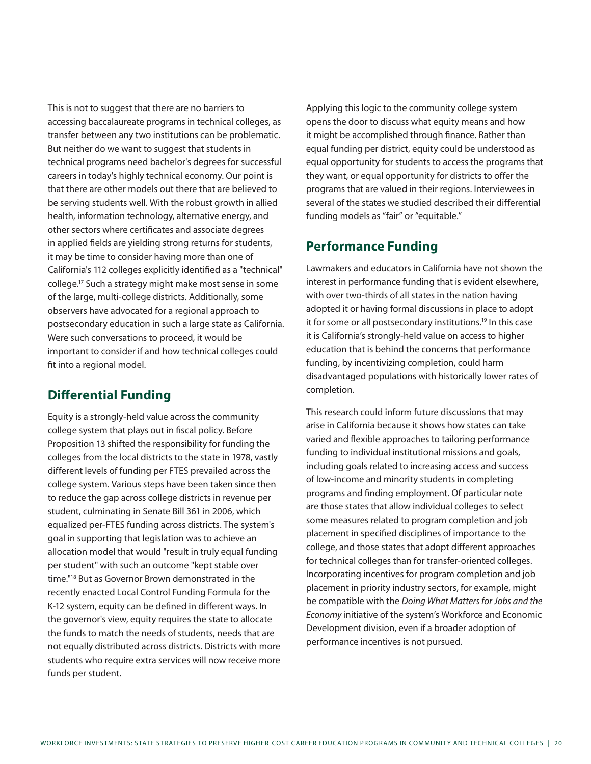This is not to suggest that there are no barriers to accessing baccalaureate programs in technical colleges, as transfer between any two institutions can be problematic. But neither do we want to suggest that students in technical programs need bachelor's degrees for successful careers in today's highly technical economy. Our point is that there are other models out there that are believed to be serving students well. With the robust growth in allied health, information technology, alternative energy, and other sectors where certificates and associate degrees in applied fields are yielding strong returns for students, it may be time to consider having more than one of California's 112 colleges explicitly identified as a "technical" college.[17] Such a strategy might make most sense in some of the large, multi-college districts. Additionally, some observers have advocated for a regional approach to postsecondary education in such a large state as California. Were such conversations to proceed, it would be important to consider if and how technical colleges could fit into a regional model.

## Differential Funding

Equity is a strongly-held value across the community college system that plays out in fiscal policy. Before Proposition 13 shifted the responsibility for funding the colleges from the local districts to the state in 1978, vastly different levels of funding per FTES prevailed across the college system. Various steps have been taken since then to reduce the gap across college districts in revenue per student, culminating in Senate Bill 361 in 2006, which equalized per-FTES funding across districts. The system's goal in supporting that legislation was to achieve an allocation model that would "result in truly equal funding per student" with such an outcome "kept stable over time."[18] But as Governor Brown demonstrated in the recently enacted Local Control Funding Formula for the K-12 system, equity can be defined in different ways. In the governor's view, equity requires the state to allocate the funds to match the needs of students, needs that are not equally distributed across districts. Districts with more students who require extra services will now receive more funds per student.

Applying this logic to the community college system opens the door to discuss what equity means and how it might be accomplished through finance. Rather than equal funding per district, equity could be understood as equal opportunity for students to access the programs that they want, or equal opportunity for districts to offer the programs that are valued in their regions. Interviewees in several of the states we studied described their differential funding models as "fair" or "equitable."

## Performance Funding

Lawmakers and educators in California have not shown the interest in performance funding that is evident elsewhere, with over two-thirds of all states in the nation having adopted it or having formal discussions in place to adopt it for some or all postsecondary institutions.[19] In this case it is California's strongly-held value on access to higher education that is behind the concerns that performance funding, by incentivizing completion, could harm disadvantaged populations with historically lower rates of completion.

This research could inform future discussions that may arise in California because it shows how states can take varied and flexible approaches to tailoring performance funding to individual institutional missions and goals, including goals related to increasing access and success of low-income and minority students in completing programs and finding employment. Of particular note are those states that allow individual colleges to select some measures related to program completion and job placement in specified disciplines of importance to the college, and those states that adopt different approaches for technical colleges than for transfer-oriented colleges. Incorporating incentives for program completion and job placement in priority industry sectors, for example, might be compatible with the *Doing What Matters for Jobs and the Economy* initiative of the system's Workforce and Economic Development division, even if a broader adoption of performance incentives is not pursued.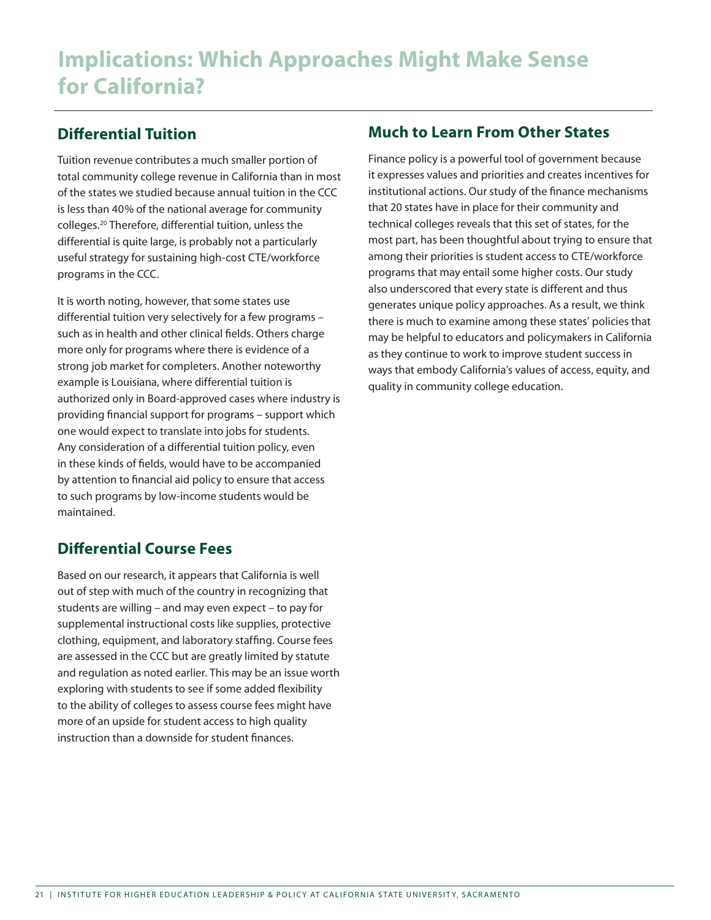# Implications: Which Approaches Might Make Sense for California?

## Differential Tuition

Tuition revenue contributes a much smaller portion of total community college revenue in California than in most of the states we studied because annual tuition in the CCC is less than 40% of the national average for community colleges.[20] Therefore, differential tuition, unless the differential is quite large, is probably not a particularly useful strategy for sustaining high-cost CTE/workforce programs in the CCC.

It is worth noting, however, that some states use differential tuition very selectively for a few programs – such as in health and other clinical fields. Others charge more only for programs where there is evidence of a strong job market for completers. Another noteworthy example is Louisiana, where differential tuition is authorized only in Board-approved cases where industry is providing financial support for programs – support which one would expect to translate into jobs for students. Any consideration of a differential tuition policy, even in these kinds of fields, would have to be accompanied by attention to financial aid policy to ensure that access to such programs by low-income students would be maintained.

## Differential Course Fees

Based on our research, it appears that California is well out of step with much of the country in recognizing that students are willing – and may even expect – to pay for supplemental instructional costs like supplies, protective clothing, equipment, and laboratory staffing. Course fees are assessed in the CCC but are greatly limited by statute and regulation as noted earlier. This may be an issue worth exploring with students to see if some added flexibility to the ability of colleges to assess course fees might have more of an upside for student access to high quality instruction than a downside for student finances.

## Much to Learn From Other States

Finance policy is a powerful tool of government because it expresses values and priorities and creates incentives for institutional actions. Our study of the finance mechanisms that 20 states have in place for their community and technical colleges reveals that this set of states, for the most part, has been thoughtful about trying to ensure that among their priorities is student access to CTE/workforce programs that may entail some higher costs. Our study also underscored that every state is different and thus generates unique policy approaches. As a result, we think there is much to examine among these states' policies that may be helpful to educators and policymakers in California as they continue to work to improve student success in ways that embody California's values of access, equity, and quality in community college education.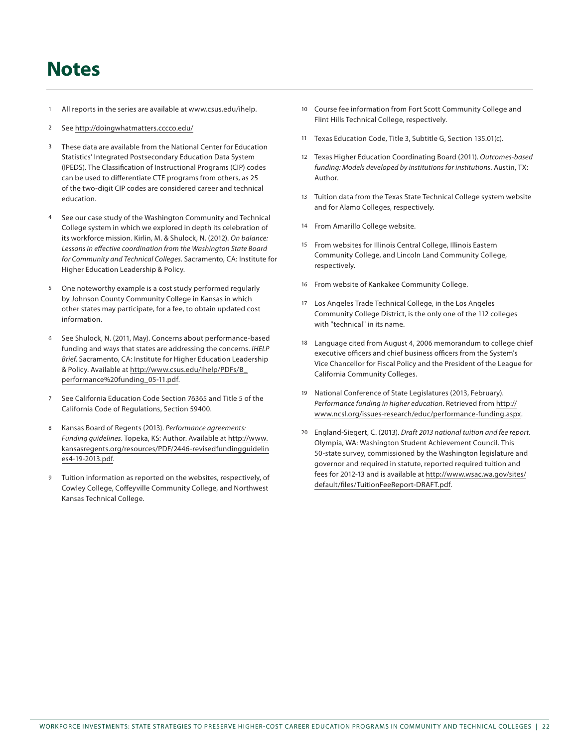# Notes

1. All reports in the series are available at www.csus.edu/ihelp.

2. See http://doingwhatmatters.cccco.edu/

3. These data are available from the National Center for Education Statistics' Integrated Postsecondary Education Data System (IPEDS). The Classification of Instructional Programs (CIP) codes can be used to differentiate CTE programs from others, as 25 of the two-digit CIP codes are considered career and technical education.

4. See our case study of the Washington Community and Technical College system in which we explored in depth its celebration of its workforce mission. Kirlin, M. & Shulock, N. (2012). *On balance: Lessons in effective coordination from the Washington State Board for Community and Technical Colleges.* Sacramento, CA: Institute for Higher Education Leadership & Policy.

5. One noteworthy example is a cost study performed regularly by Johnson County Community College in Kansas in which other states may participate, for a fee, to obtain updated cost information.

6. See Shulock, N. (2011, May). Concerns about performance-based funding and ways that states are addressing the concerns. *IHELP Brief.* Sacramento, CA: Institute for Higher Education Leadership & Policy. Available at http://www.csus.edu/ihelp/PDFs/B_performance%20funding_05-11.pdf.

7. See California Education Code Section 76365 and Title 5 of the California Code of Regulations, Section 59400.

8. Kansas Board of Regents (2013). *Performance agreements: Funding guidelines*. Topeka, KS: Author. Available at http://www.kansasregents.org/resources/PDF/2446-revisedfundingguidelines4-19-2013.pdf.

9. Tuition information as reported on the websites, respectively, of Cowley College, Coffeyville Community College, and Northwest Kansas Technical College.

10. Course fee information from Fort Scott Community College and Flint Hills Technical College, respectively.

11. Texas Education Code, Title 3, Subtitle G, Section 135.01(c).

12. Texas Higher Education Coordinating Board (2011). *Outcomes-based funding: Models developed by institutions for institutions*. Austin, TX: Author.

13. Tuition data from the Texas State Technical College system website and for Alamo Colleges, respectively.

14. From Amarillo College website.

15. From websites for Illinois Central College, Illinois Eastern Community College, and Lincoln Land Community College, respectively.

16. From website of Kankakee Community College.

17. Los Angeles Trade Technical College, in the Los Angeles Community College District, is the only one of the 112 colleges with "technical" in its name.

18. Language cited from August 4, 2006 memorandum to college chief executive officers and chief business officers from the System's Vice Chancellor for Fiscal Policy and the President of the League for California Community Colleges.

19. National Conference of State Legislatures (2013, February). *Performance funding in higher education*. Retrieved from http://www.ncsl.org/issues-research/educ/performance-funding.aspx.

20. England-Siegert, C. (2013). *Draft 2013 national tuition and fee report*. Olympia, WA: Washington Student Achievement Council. This 50-state survey, commissioned by the Washington legislature and governor and required in statute, reported required tuition and fees for 2012-13 and is available at http://www.wsac.wa.gov/sites/default/files/TuitionFeeReport-DRAFT.pdf.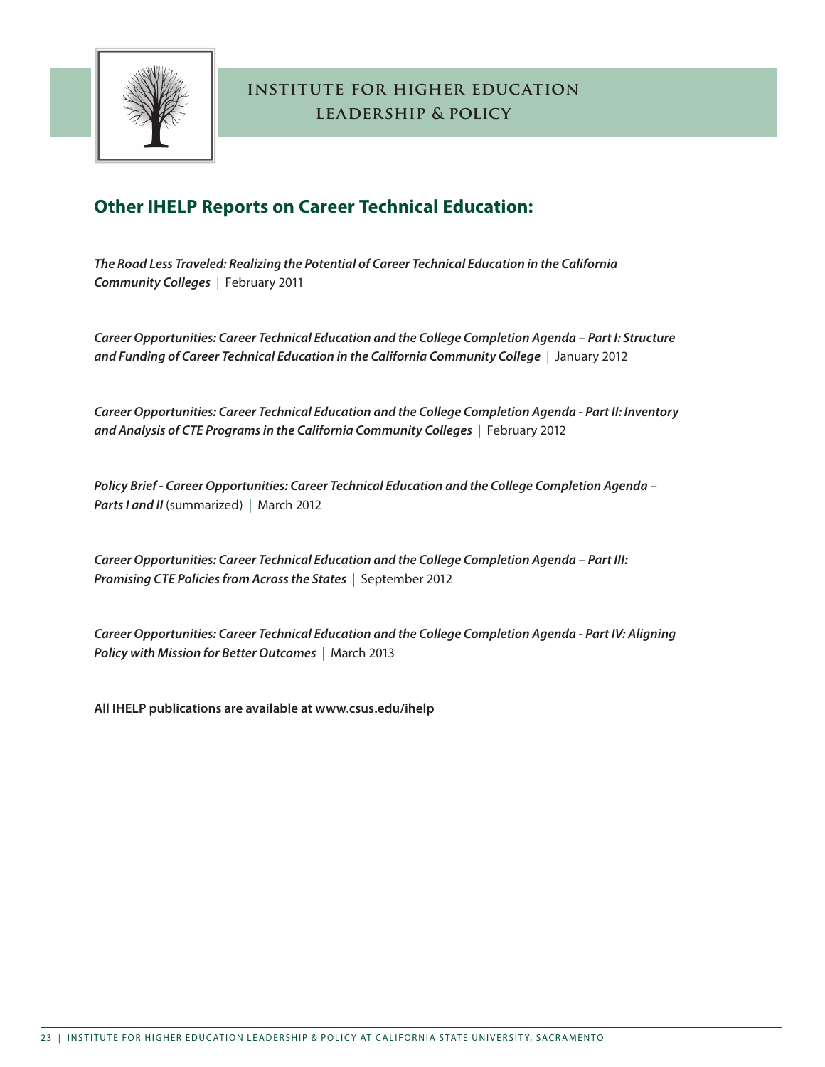**INSTITUTE FOR HIGHER EDUCATION LEADERSHIP & POLICY**

## Other IHELP Reports on Career Technical Education:

***The Road Less Traveled: Realizing the Potential of Career Technical Education in the California Community Colleges*** | February 2011

***Career Opportunities: Career Technical Education and the College Completion Agenda – Part I: Structure and Funding of Career Technical Education in the California Community College*** | January 2012

***Career Opportunities: Career Technical Education and the College Completion Agenda - Part II: Inventory and Analysis of CTE Programs in the California Community Colleges*** | February 2012

***Policy Brief - Career Opportunities: Career Technical Education and the College Completion Agenda – Parts I and II*** (summarized) | March 2012

***Career Opportunities: Career Technical Education and the College Completion Agenda – Part III: Promising CTE Policies from Across the States*** | September 2012

***Career Opportunities: Career Technical Education and the College Completion Agenda - Part IV: Aligning Policy with Mission for Better Outcomes*** | March 2013

**All IHELP publications are available at www.csus.edu/ihelp**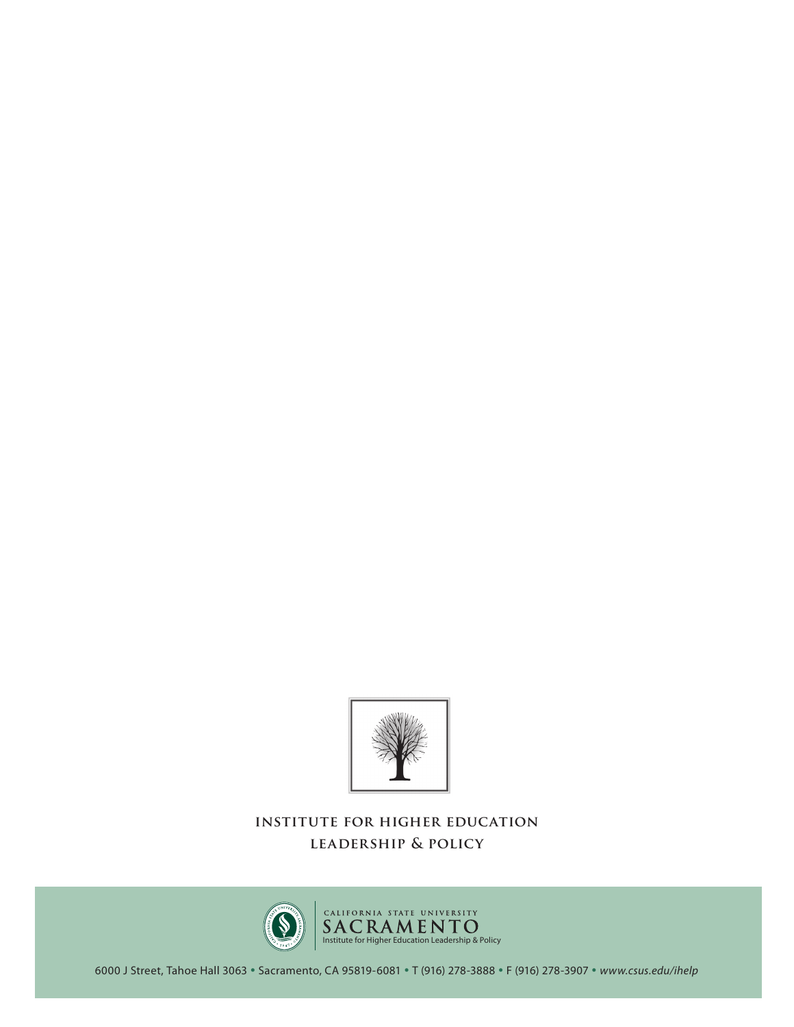**INSTITUTE FOR HIGHER EDUCATION LEADERSHIP & POLICY**

CALIFORNIA STATE UNIVERSITY
SACRAMENTO
Institute for Higher Education Leadership & Policy

6000 J Street, Tahoe Hall 3063 • Sacramento, CA 95819-6081 • T (916) 278-3888 • F (916) 278-3907 • *www.csus.edu/ihelp*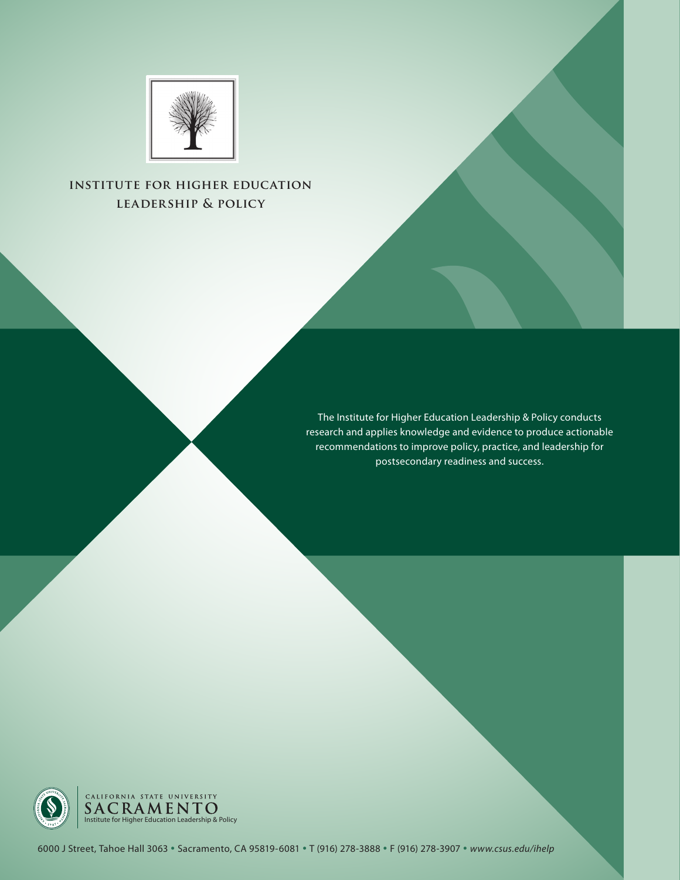**INSTITUTE FOR HIGHER EDUCATION LEADERSHIP & POLICY**

The Institute for Higher Education Leadership & Policy conducts research and applies knowledge and evidence to produce actionable recommendations to improve policy, practice, and leadership for postsecondary readiness and success.

CALIFORNIA STATE UNIVERSITY
SACRAMENTO
Institute for Higher Education Leadership & Policy

6000 J Street, Tahoe Hall 3063 • Sacramento, CA 95819-6081 • T (916) 278-3888 • F (916) 278-3907 • *www.csus.edu/ihelp*